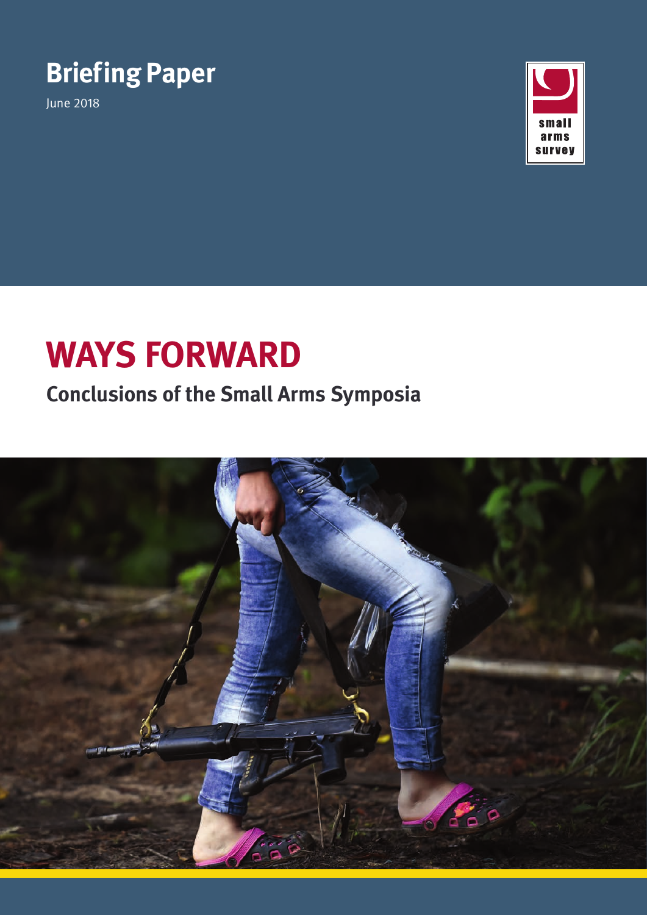**Briefing Paper**

June 2018

small arms survey

# WAYS FORWARD

## Conclusions of the Small Arms Symposia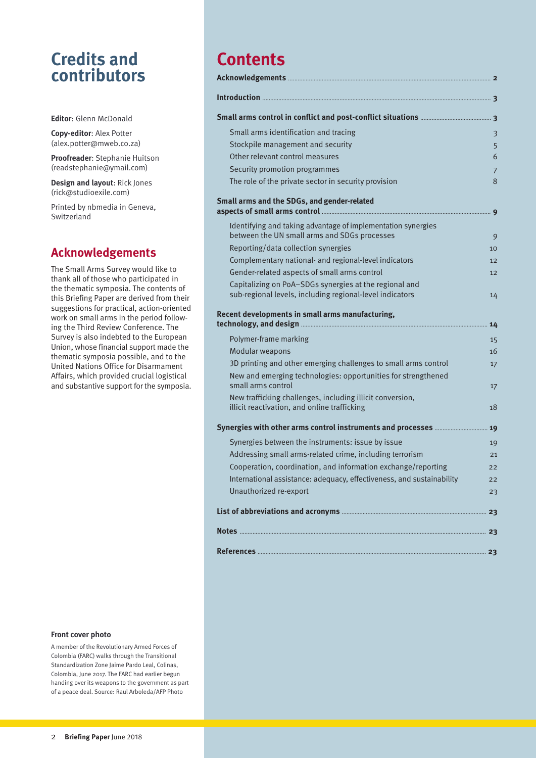# Credits and contributors

**Editor**: Glenn McDonald

**Copy-editor**: Alex Potter (alex.potter@mweb.co.za)

**Proofreader**: Stephanie Huitson (readstephanie@ymail.com)

**Design and layout**: Rick Jones (rick@studioexile.com)

Printed by nbmedia in Geneva, Switzerland

## Acknowledgements

The Small Arms Survey would like to thank all of those who participated in the thematic symposia. The contents of this Briefing Paper are derived from their suggestions for practical, action-oriented work on small arms in the period following the Third Review Conference. The Survey is also indebted to the European Union, whose financial support made the thematic symposia possible, and to the United Nations Office for Disarmament Affairs, which provided crucial logistical and substantive support for the symposia.

**Front cover photo**

A member of the Revolutionary Armed Forces of Colombia (FARC) walks through the Transitional Standardization Zone Jaime Pardo Leal, Colinas, Colombia, June 2017. The FARC had earlier begun handing over its weapons to the government as part of a peace deal. Source: Raul Arboleda/AFP Photo

# Contents

**Acknowledgements** ... 2

**Introduction** ... 3

**Small arms control in conflict and post-conflict situations** ... 3

- Small arms identification and tracing ... 3
- Stockpile management and security ... 5
- Other relevant control measures ... 6
- Security promotion programmes ... 7
- The role of the private sector in security provision ... 8

**Small arms and the SDGs, and gender-related aspects of small arms control** ... 9

- Identifying and taking advantage of implementation synergies between the UN small arms and SDGs processes ... 9
- Reporting/data collection synergies ... 10
- Complementary national- and regional-level indicators ... 12
- Gender-related aspects of small arms control ... 12
- Capitalizing on PoA–SDGs synergies at the regional and sub-regional levels, including regional-level indicators ... 14

**Recent developments in small arms manufacturing, technology, and design** ... 14

- Polymer-frame marking ... 15
- Modular weapons ... 16
- 3D printing and other emerging challenges to small arms control ... 17
- New and emerging technologies: opportunities for strengthened small arms control ... 17
- New trafficking challenges, including illicit conversion, illicit reactivation, and online trafficking ... 18

**Synergies with other arms control instruments and processes** ... 19

- Synergies between the instruments: issue by issue ... 19
- Addressing small arms-related crime, including terrorism ... 21
- Cooperation, coordination, and information exchange/reporting ... 22
- International assistance: adequacy, effectiveness, and sustainability ... 22
- Unauthorized re-export ... 23

**List of abbreviations and acronyms** ... 23

**Notes** ... 23

**References** ... 23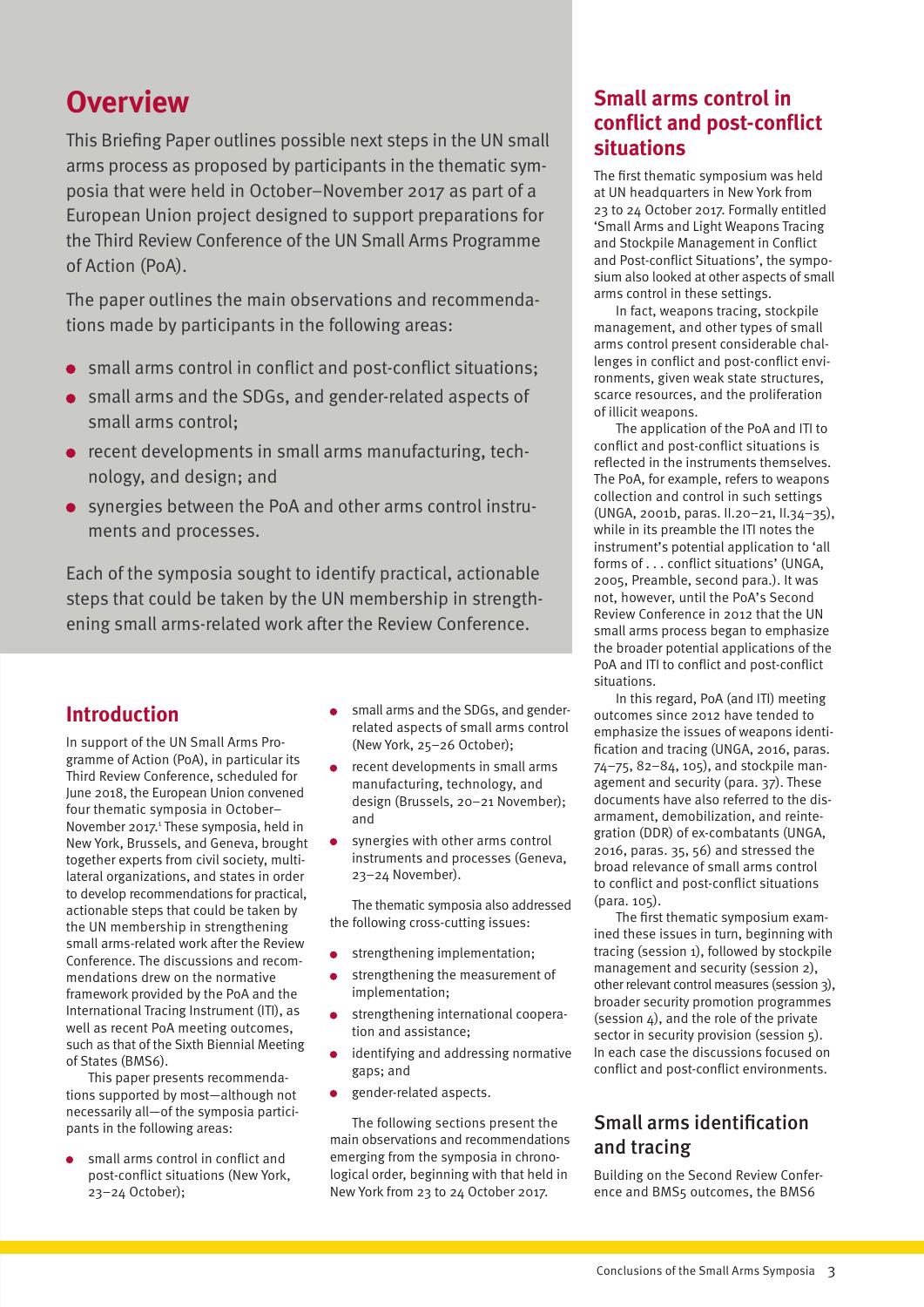## Overview

This Briefing Paper outlines possible next steps in the UN small arms process as proposed by participants in the thematic symposia that were held in October–November 2017 as part of a European Union project designed to support preparations for the Third Review Conference of the UN Small Arms Programme of Action (PoA).

The paper outlines the main observations and recommendations made by participants in the following areas:

- small arms control in conflict and post-conflict situations;
- small arms and the SDGs, and gender-related aspects of small arms control;
- recent developments in small arms manufacturing, technology, and design; and
- synergies between the PoA and other arms control instruments and processes.

Each of the symposia sought to identify practical, actionable steps that could be taken by the UN membership in strengthening small arms-related work after the Review Conference.

## Introduction

In support of the UN Small Arms Programme of Action (PoA), in particular its Third Review Conference, scheduled for June 2018, the European Union convened four thematic symposia in October–November 2017.[1] These symposia, held in New York, Brussels, and Geneva, brought together experts from civil society, multilateral organizations, and states in order to develop recommendations for practical, actionable steps that could be taken by the UN membership in strengthening small arms-related work after the Review Conference. The discussions and recommendations drew on the normative framework provided by the PoA and the International Tracing Instrument (ITI), as well as recent PoA meeting outcomes, such as that of the Sixth Biennial Meeting of States (BMS6).

This paper presents recommendations supported by most—although not necessarily all—of the symposia participants in the following areas:

- small arms control in conflict and post-conflict situations (New York, 23–24 October);
- small arms and the SDGs, and gender-related aspects of small arms control (New York, 25–26 October);
- recent developments in small arms manufacturing, technology, and design (Brussels, 20–21 November); and
- synergies with other arms control instruments and processes (Geneva, 23–24 November).

The thematic symposia also addressed the following cross-cutting issues:

- strengthening implementation;
- strengthening the measurement of implementation;
- strengthening international cooperation and assistance;
- identifying and addressing normative gaps; and
- gender-related aspects.

The following sections present the main observations and recommendations emerging from the symposia in chronological order, beginning with that held in New York from 23 to 24 October 2017.

## Small arms control in conflict and post-conflict situations

The first thematic symposium was held at UN headquarters in New York from 23 to 24 October 2017. Formally entitled 'Small Arms and Light Weapons Tracing and Stockpile Management in Conflict and Post-conflict Situations', the symposium also looked at other aspects of small arms control in these settings.

In fact, weapons tracing, stockpile management, and other types of small arms control present considerable challenges in conflict and post-conflict environments, given weak state structures, scarce resources, and the proliferation of illicit weapons.

The application of the PoA and ITI to conflict and post-conflict situations is reflected in the instruments themselves. The PoA, for example, refers to weapons collection and control in such settings (UNGA, 2001b, paras. II.20–21, II.34–35), while in its preamble the ITI notes the instrument's potential application to 'all forms of . . . conflict situations' (UNGA, 2005, Preamble, second para.). It was not, however, until the PoA's Second Review Conference in 2012 that the UN small arms process began to emphasize the broader potential applications of the PoA and ITI to conflict and post-conflict situations.

In this regard, PoA (and ITI) meeting outcomes since 2012 have tended to emphasize the issues of weapons identification and tracing (UNGA, 2016, paras. 74–75, 82–84, 105), and stockpile management and security (para. 37). These documents have also referred to the disarmament, demobilization, and reintegration (DDR) of ex-combatants (UNGA, 2016, paras. 35, 56) and stressed the broad relevance of small arms control to conflict and post-conflict situations (para. 105).

The first thematic symposium examined these issues in turn, beginning with tracing (session 1), followed by stockpile management and security (session 2), other relevant control measures (session 3), broader security promotion programmes (session 4), and the role of the private sector in security provision (session 5). In each case the discussions focused on conflict and post-conflict environments.

### Small arms identification and tracing

Building on the Second Review Conference and BMS5 outcomes, the BMS6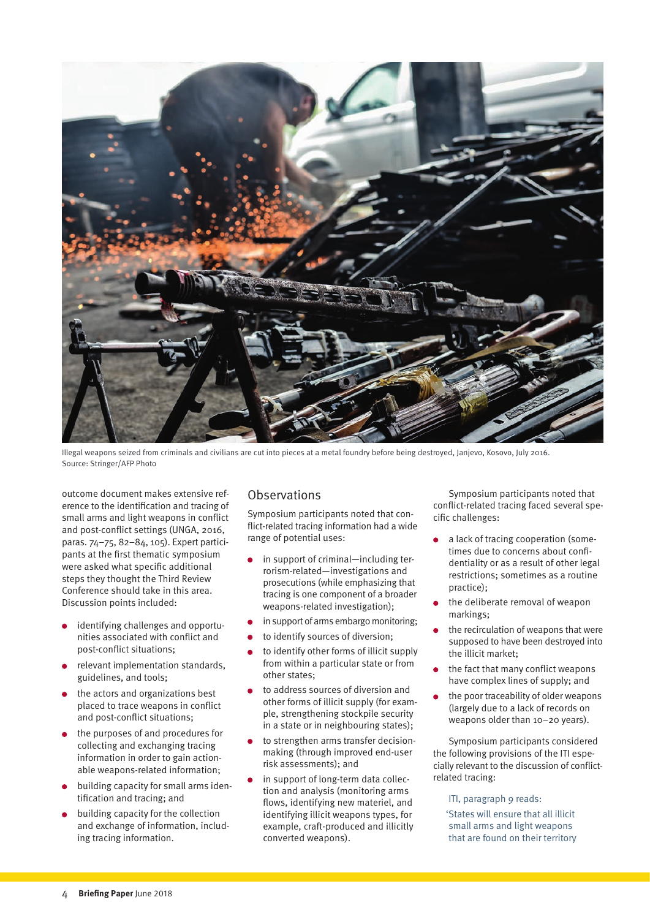Illegal weapons seized from criminals and civilians are cut into pieces at a metal foundry before being destroyed, Janjevo, Kosovo, July 2016.
Source: Stringer/AFP Photo

outcome document makes extensive reference to the identification and tracing of small arms and light weapons in conflict and post-conflict settings (UNGA, 2016, paras. 74–75, 82–84, 105). Expert participants at the first thematic symposium were asked what specific additional steps they thought the Third Review Conference should take in this area. Discussion points included:

- identifying challenges and opportunities associated with conflict and post-conflict situations;
- relevant implementation standards, guidelines, and tools;
- the actors and organizations best placed to trace weapons in conflict and post-conflict situations;
- the purposes of and procedures for collecting and exchanging tracing information in order to gain actionable weapons-related information;
- building capacity for small arms identification and tracing; and
- building capacity for the collection and exchange of information, including tracing information.

## Observations

Symposium participants noted that conflict-related tracing information had a wide range of potential uses:

- in support of criminal—including terrorism-related—investigations and prosecutions (while emphasizing that tracing is one component of a broader weapons-related investigation);
- in support of arms embargo monitoring;
- to identify sources of diversion;
- to identify other forms of illicit supply from within a particular state or from other states;
- to address sources of diversion and other forms of illicit supply (for example, strengthening stockpile security in a state or in neighbouring states);
- to strengthen arms transfer decision-making (through improved end-user risk assessments); and
- in support of long-term data collection and analysis (monitoring arms flows, identifying new materiel, and identifying illicit weapons types, for example, craft-produced and illicitly converted weapons).

Symposium participants noted that conflict-related tracing faced several specific challenges:

- a lack of tracing cooperation (sometimes due to concerns about confidentiality or as a result of other legal restrictions; sometimes as a routine practice);
- the deliberate removal of weapon markings;
- the recirculation of weapons that were supposed to have been destroyed into the illicit market;
- the fact that many conflict weapons have complex lines of supply; and
- the poor traceability of older weapons (largely due to a lack of records on weapons older than 10–20 years).

Symposium participants considered the following provisions of the ITI especially relevant to the discussion of conflict-related tracing:

> ITI, paragraph 9 reads:
> 'States will ensure that all illicit small arms and light weapons that are found on their territory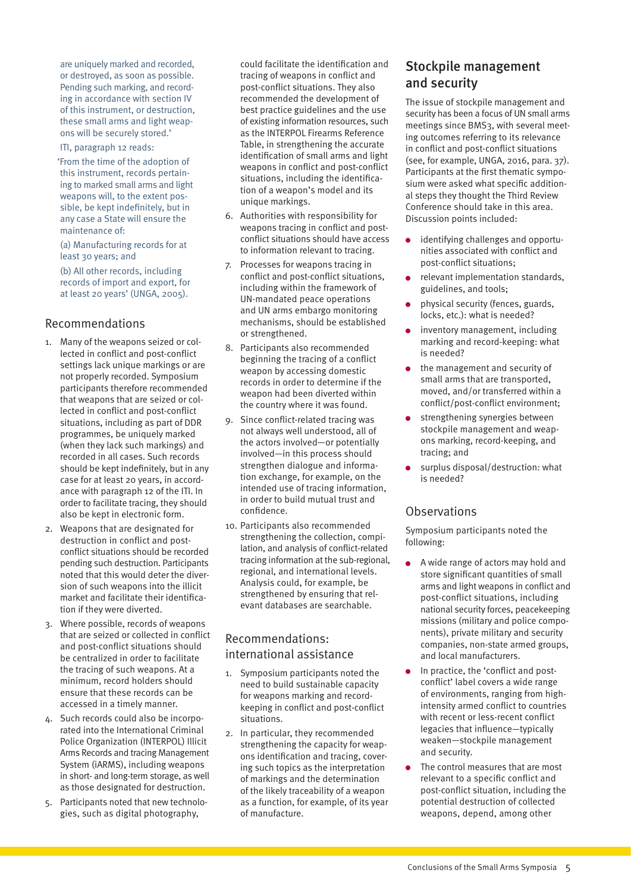are uniquely marked and recorded, or destroyed, as soon as possible. Pending such marking, and recording in accordance with section IV of this instrument, or destruction, these small arms and light weapons will be securely stored.'

ITI, paragraph 12 reads:

'From the time of the adoption of this instrument, records pertaining to marked small arms and light weapons will, to the extent possible, be kept indefinitely, but in any case a State will ensure the maintenance of:

(a) Manufacturing records for at least 30 years; and

(b) All other records, including records of import and export, for at least 20 years' (UNGA, 2005).

### Recommendations

1. Many of the weapons seized or collected in conflict and post-conflict settings lack unique markings or are not properly recorded. Symposium participants therefore recommended that weapons that are seized or collected in conflict and post-conflict situations, including as part of DDR programmes, be uniquely marked (when they lack such markings) and recorded in all cases. Such records should be kept indefinitely, but in any case for at least 20 years, in accordance with paragraph 12 of the ITI. In order to facilitate tracing, they should also be kept in electronic form.
2. Weapons that are designated for destruction in conflict and post-conflict situations should be recorded pending such destruction. Participants noted that this would deter the diversion of such weapons into the illicit market and facilitate their identification if they were diverted.
3. Where possible, records of weapons that are seized or collected in conflict and post-conflict situations should be centralized in order to facilitate the tracing of such weapons. At a minimum, record holders should ensure that these records can be accessed in a timely manner.
4. Such records could also be incorporated into the International Criminal Police Organization (INTERPOL) Illicit Arms Records and tracing Management System (iARMS), including weapons in short- and long-term storage, as well as those designated for destruction.
5. Participants noted that new technologies, such as digital photography, could facilitate the identification and tracing of weapons in conflict and post-conflict situations. They also recommended the development of best practice guidelines and the use of existing information resources, such as the INTERPOL Firearms Reference Table, in strengthening the accurate identification of small arms and light weapons in conflict and post-conflict situations, including the identification of a weapon's model and its unique markings.
6. Authorities with responsibility for weapons tracing in conflict and post-conflict situations should have access to information relevant to tracing.
7. Processes for weapons tracing in conflict and post-conflict situations, including within the framework of UN-mandated peace operations and UN arms embargo monitoring mechanisms, should be established or strengthened.
8. Participants also recommended beginning the tracing of a conflict weapon by accessing domestic records in order to determine if the weapon had been diverted within the country where it was found.
9. Since conflict-related tracing was not always well understood, all of the actors involved—or potentially involved—in this process should strengthen dialogue and information exchange, for example, on the intended use of tracing information, in order to build mutual trust and confidence.
10. Participants also recommended strengthening the collection, compilation, and analysis of conflict-related tracing information at the sub-regional, regional, and international levels. Analysis could, for example, be strengthened by ensuring that relevant databases are searchable.

### Recommendations: international assistance

1. Symposium participants noted the need to build sustainable capacity for weapons marking and record-keeping in conflict and post-conflict situations.
2. In particular, they recommended strengthening the capacity for weapons identification and tracing, covering such topics as the interpretation of markings and the determination of the likely traceability of a weapon as a function, for example, of its year of manufacture.

## Stockpile management and security

The issue of stockpile management and security has been a focus of UN small arms meetings since BMS3, with several meeting outcomes referring to its relevance in conflict and post-conflict situations (see, for example, UNGA, 2016, para. 37). Participants at the first thematic symposium were asked what specific additional steps they thought the Third Review Conference should take in this area. Discussion points included:

- identifying challenges and opportunities associated with conflict and post-conflict situations;
- relevant implementation standards, guidelines, and tools;
- physical security (fences, guards, locks, etc.): what is needed?
- inventory management, including marking and record-keeping: what is needed?
- the management and security of small arms that are transported, moved, and/or transferred within a conflict/post-conflict environment;
- strengthening synergies between stockpile management and weapons marking, record-keeping, and tracing; and
- surplus disposal/destruction: what is needed?

### Observations

Symposium participants noted the following:

- A wide range of actors may hold and store significant quantities of small arms and light weapons in conflict and post-conflict situations, including national security forces, peacekeeping missions (military and police components), private military and security companies, non-state armed groups, and local manufacturers.
- In practice, the 'conflict and post-conflict' label covers a wide range of environments, ranging from high-intensity armed conflict to countries with recent or less-recent conflict legacies that influence—typically weaken—stockpile management and security.
- The control measures that are most relevant to a specific conflict and post-conflict situation, including the potential destruction of collected weapons, depend, among other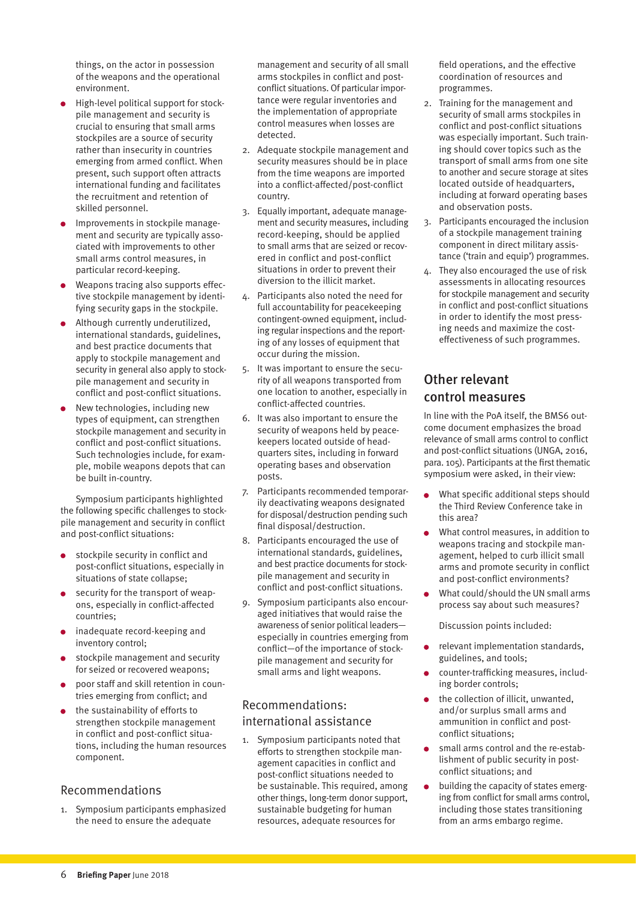things, on the actor in possession of the weapons and the operational environment.

- High-level political support for stockpile management and security is crucial to ensuring that small arms stockpiles are a source of security rather than insecurity in countries emerging from armed conflict. When present, such support often attracts international funding and facilitates the recruitment and retention of skilled personnel.
- Improvements in stockpile management and security are typically associated with improvements to other small arms control measures, in particular record-keeping.
- Weapons tracing also supports effective stockpile management by identifying security gaps in the stockpile.
- Although currently underutilized, international standards, guidelines, and best practice documents that apply to stockpile management and security in general also apply to stockpile management and security in conflict and post-conflict situations.
- New technologies, including new types of equipment, can strengthen stockpile management and security in conflict and post-conflict situations. Such technologies include, for example, mobile weapons depots that can be built in-country.

Symposium participants highlighted the following specific challenges to stockpile management and security in conflict and post-conflict situations:

- stockpile security in conflict and post-conflict situations, especially in situations of state collapse;
- security for the transport of weapons, especially in conflict-affected countries;
- inadequate record-keeping and inventory control;
- stockpile management and security for seized or recovered weapons;
- poor staff and skill retention in countries emerging from conflict; and
- the sustainability of efforts to strengthen stockpile management in conflict and post-conflict situations, including the human resources component.

### Recommendations

1. Symposium participants emphasized the need to ensure the adequate management and security of all small arms stockpiles in conflict and post-conflict situations. Of particular importance were regular inventories and the implementation of appropriate control measures when losses are detected.
2. Adequate stockpile management and security measures should be in place from the time weapons are imported into a conflict-affected/post-conflict country.
3. Equally important, adequate management and security measures, including record-keeping, should be applied to small arms that are seized or recovered in conflict and post-conflict situations in order to prevent their diversion to the illicit market.
4. Participants also noted the need for full accountability for peacekeeping contingent-owned equipment, including regular inspections and the reporting of any losses of equipment that occur during the mission.
5. It was important to ensure the security of all weapons transported from one location to another, especially in conflict-affected countries.
6. It was also important to ensure the security of weapons held by peacekeepers located outside of headquarters sites, including in forward operating bases and observation posts.
7. Participants recommended temporarily deactivating weapons designated for disposal/destruction pending such final disposal/destruction.
8. Participants encouraged the use of international standards, guidelines, and best practice documents for stockpile management and security in conflict and post-conflict situations.
9. Symposium participants also encouraged initiatives that would raise the awareness of senior political leaders—especially in countries emerging from conflict—of the importance of stockpile management and security for small arms and light weapons.

### Recommendations: international assistance

1. Symposium participants noted that efforts to strengthen stockpile management capacities in conflict and post-conflict situations needed to be sustainable. This required, among other things, long-term donor support, sustainable budgeting for human resources, adequate resources for field operations, and the effective coordination of resources and programmes.
2. Training for the management and security of small arms stockpiles in conflict and post-conflict situations was especially important. Such training should cover topics such as the transport of small arms from one site to another and secure storage at sites located outside of headquarters, including at forward operating bases and observation posts.
3. Participants encouraged the inclusion of a stockpile management training component in direct military assistance ('train and equip') programmes.
4. They also encouraged the use of risk assessments in allocating resources for stockpile management and security in conflict and post-conflict situations in order to identify the most pressing needs and maximize the cost-effectiveness of such programmes.

## Other relevant control measures

In line with the PoA itself, the BMS6 outcome document emphasizes the broad relevance of small arms control to conflict and post-conflict situations (UNGA, 2016, para. 105). Participants at the first thematic symposium were asked, in their view:

- What specific additional steps should the Third Review Conference take in this area?
- What control measures, in addition to weapons tracing and stockpile management, helped to curb illicit small arms and promote security in conflict and post-conflict environments?
- What could/should the UN small arms process say about such measures?

Discussion points included:

- relevant implementation standards, guidelines, and tools;
- counter-trafficking measures, including border controls;
- the collection of illicit, unwanted, and/or surplus small arms and ammunition in conflict and post-conflict situations;
- small arms control and the re-establishment of public security in post-conflict situations; and
- building the capacity of states emerging from conflict for small arms control, including those states transitioning from an arms embargo regime.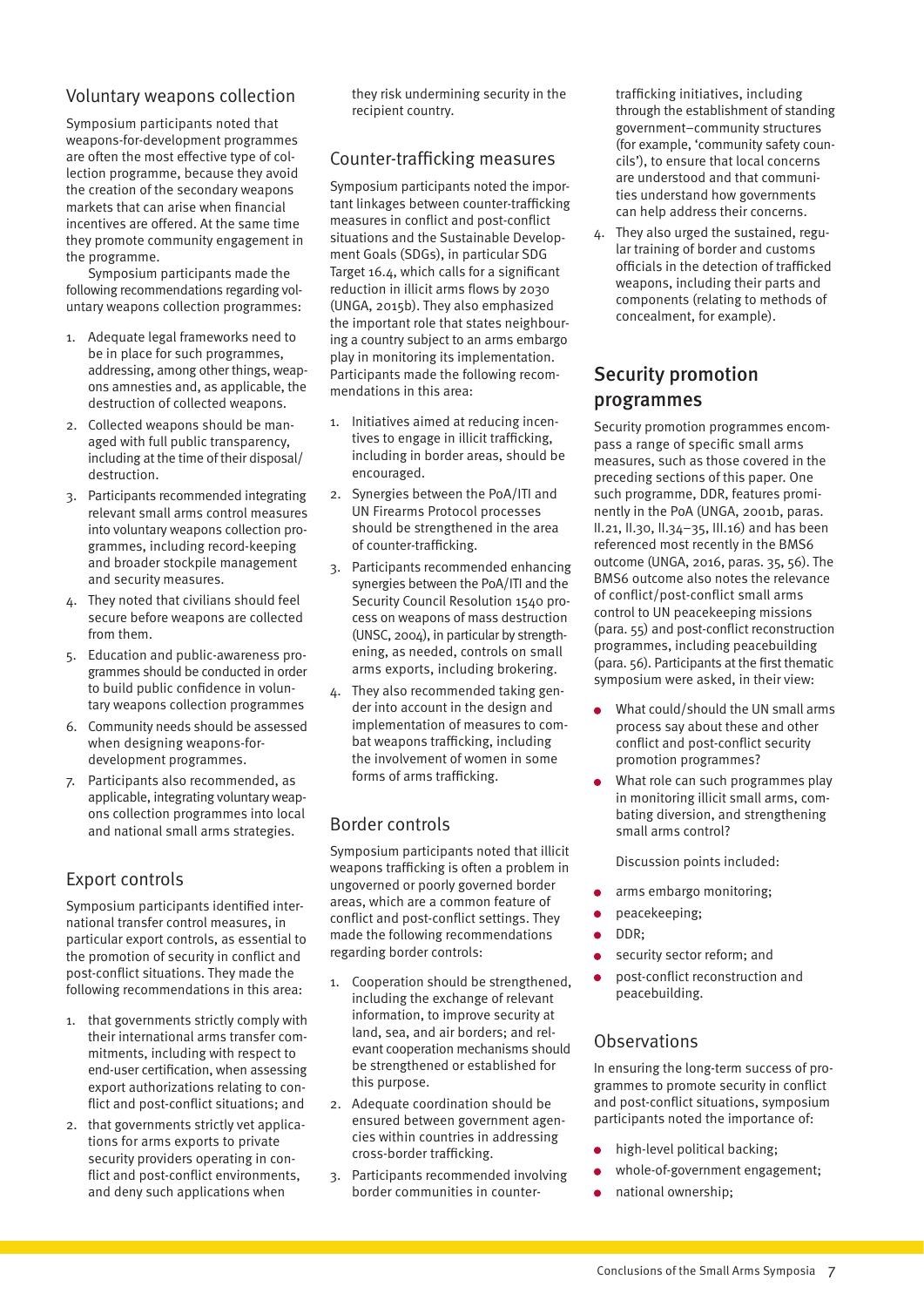## Voluntary weapons collection

Symposium participants noted that weapons-for-development programmes are often the most effective type of collection programme, because they avoid the creation of the secondary weapons markets that can arise when financial incentives are offered. At the same time they promote community engagement in the programme.

Symposium participants made the following recommendations regarding voluntary weapons collection programmes:

1. Adequate legal frameworks need to be in place for such programmes, addressing, among other things, weapons amnesties and, as applicable, the destruction of collected weapons.
2. Collected weapons should be managed with full public transparency, including at the time of their disposal/destruction.
3. Participants recommended integrating relevant small arms control measures into voluntary weapons collection programmes, including record-keeping and broader stockpile management and security measures.
4. They noted that civilians should feel secure before weapons are collected from them.
5. Education and public-awareness programmes should be conducted in order to build public confidence in voluntary weapons collection programmes
6. Community needs should be assessed when designing weapons-for-development programmes.
7. Participants also recommended, as applicable, integrating voluntary weapons collection programmes into local and national small arms strategies.

## Export controls

Symposium participants identified international transfer control measures, in particular export controls, as essential to the promotion of security in conflict and post-conflict situations. They made the following recommendations in this area:

1. that governments strictly comply with their international arms transfer commitments, including with respect to end-user certification, when assessing export authorizations relating to conflict and post-conflict situations; and
2. that governments strictly vet applications for arms exports to private security providers operating in conflict and post-conflict environments, and deny such applications when they risk undermining security in the recipient country.

## Counter-trafficking measures

Symposium participants noted the important linkages between counter-trafficking measures in conflict and post-conflict situations and the Sustainable Development Goals (SDGs), in particular SDG Target 16.4, which calls for a significant reduction in illicit arms flows by 2030 (UNGA, 2015b). They also emphasized the important role that states neighbouring a country subject to an arms embargo play in monitoring its implementation. Participants made the following recommendations in this area:

1. Initiatives aimed at reducing incentives to engage in illicit trafficking, including in border areas, should be encouraged.
2. Synergies between the PoA/ITI and UN Firearms Protocol processes should be strengthened in the area of counter-trafficking.
3. Participants recommended enhancing synergies between the PoA/ITI and the Security Council Resolution 1540 process on weapons of mass destruction (UNSC, 2004), in particular by strengthening, as needed, controls on small arms exports, including brokering.
4. They also recommended taking gender into account in the design and implementation of measures to combat weapons trafficking, including the involvement of women in some forms of arms trafficking.

## Border controls

Symposium participants noted that illicit weapons trafficking is often a problem in ungoverned or poorly governed border areas, which are a common feature of conflict and post-conflict settings. They made the following recommendations regarding border controls:

1. Cooperation should be strengthened, including the exchange of relevant information, to improve security at land, sea, and air borders; and relevant cooperation mechanisms should be strengthened or established for this purpose.
2. Adequate coordination should be ensured between government agencies within countries in addressing cross-border trafficking.
3. Participants recommended involving border communities in counter-trafficking initiatives, including through the establishment of standing government–community structures (for example, 'community safety councils'), to ensure that local concerns are understood and that communities understand how governments can help address their concerns.
4. They also urged the sustained, regular training of border and customs officials in the detection of trafficked weapons, including their parts and components (relating to methods of concealment, for example).

# Security promotion programmes

Security promotion programmes encompass a range of specific small arms measures, such as those covered in the preceding sections of this paper. One such programme, DDR, features prominently in the PoA (UNGA, 2001b, paras. II.21, II.30, II.34–35, III.16) and has been referenced most recently in the BMS6 outcome (UNGA, 2016, paras. 35, 56). The BMS6 outcome also notes the relevance of conflict/post-conflict small arms control to UN peacekeeping missions (para. 55) and post-conflict reconstruction programmes, including peacebuilding (para. 56). Participants at the first thematic symposium were asked, in their view:

- What could/should the UN small arms process say about these and other conflict and post-conflict security promotion programmes?
- What role can such programmes play in monitoring illicit small arms, combating diversion, and strengthening small arms control?

Discussion points included:

- arms embargo monitoring;
- peacekeeping;
- DDR;
- security sector reform; and
- post-conflict reconstruction and peacebuilding.

## Observations

In ensuring the long-term success of programmes to promote security in conflict and post-conflict situations, symposium participants noted the importance of:

- high-level political backing;
- whole-of-government engagement;
- national ownership;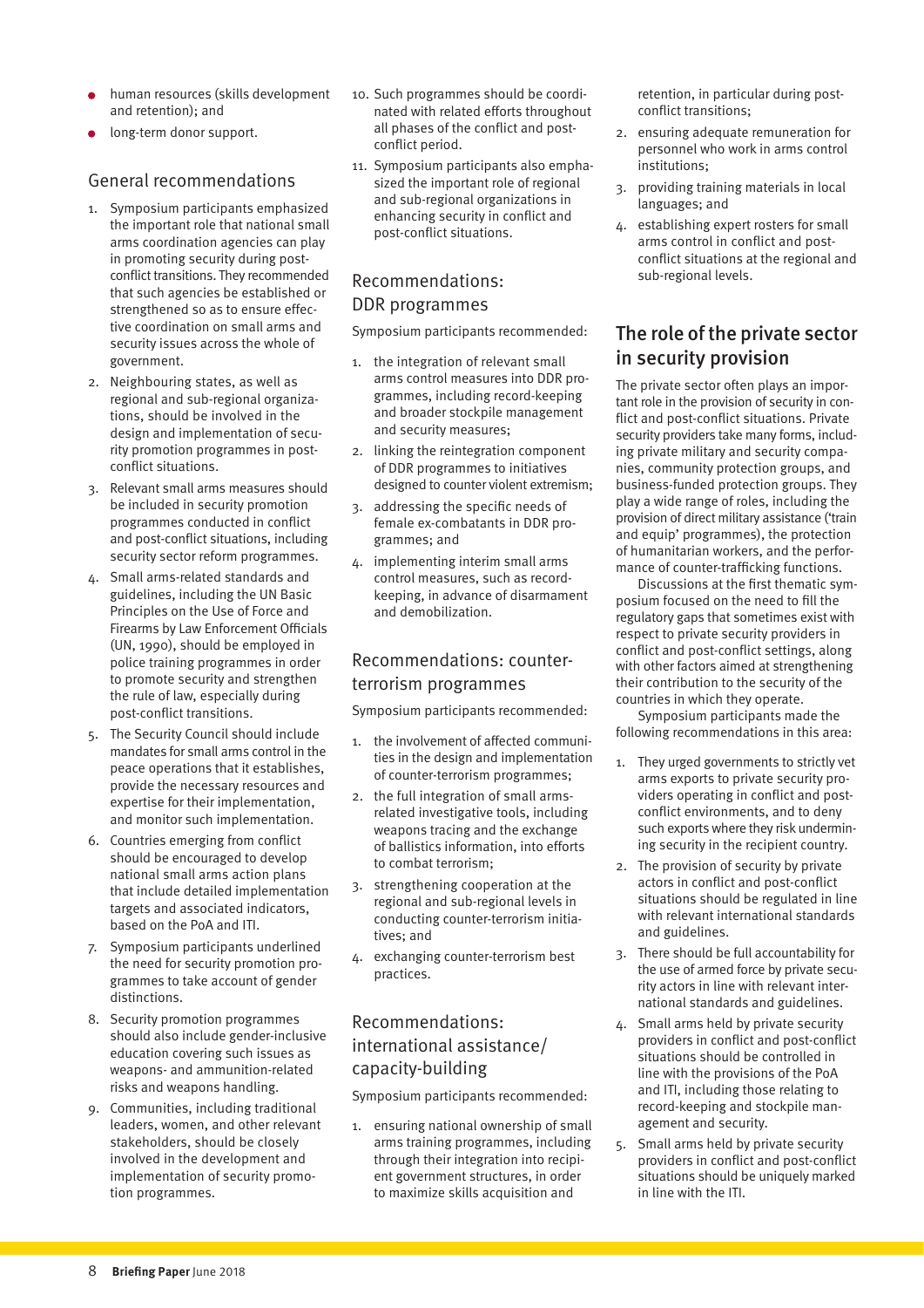- human resources (skills development and retention); and
- long-term donor support.

## General recommendations

1. Symposium participants emphasized the important role that national small arms coordination agencies can play in promoting security during post-conflict transitions. They recommended that such agencies be established or strengthened so as to ensure effective coordination on small arms and security issues across the whole of government.
2. Neighbouring states, as well as regional and sub-regional organizations, should be involved in the design and implementation of security promotion programmes in post-conflict situations.
3. Relevant small arms measures should be included in security promotion programmes conducted in conflict and post-conflict situations, including security sector reform programmes.
4. Small arms-related standards and guidelines, including the UN Basic Principles on the Use of Force and Firearms by Law Enforcement Officials (UN, 1990), should be employed in police training programmes in order to promote security and strengthen the rule of law, especially during post-conflict transitions.
5. The Security Council should include mandates for small arms control in the peace operations that it establishes, provide the necessary resources and expertise for their implementation, and monitor such implementation.
6. Countries emerging from conflict should be encouraged to develop national small arms action plans that include detailed implementation targets and associated indicators, based on the PoA and ITI.
7. Symposium participants underlined the need for security promotion programmes to take account of gender distinctions.
8. Security promotion programmes should also include gender-inclusive education covering such issues as weapons- and ammunition-related risks and weapons handling.
9. Communities, including traditional leaders, women, and other relevant stakeholders, should be closely involved in the development and implementation of security promotion programmes.
10. Such programmes should be coordinated with related efforts throughout all phases of the conflict and post-conflict period.
11. Symposium participants also emphasized the important role of regional and sub-regional organizations in enhancing security in conflict and post-conflict situations.

## Recommendations: DDR programmes

Symposium participants recommended:

1. the integration of relevant small arms control measures into DDR programmes, including record-keeping and broader stockpile management and security measures;
2. linking the reintegration component of DDR programmes to initiatives designed to counter violent extremism;
3. addressing the specific needs of female ex-combatants in DDR programmes; and
4. implementing interim small arms control measures, such as record-keeping, in advance of disarmament and demobilization.

## Recommendations: counter-terrorism programmes

Symposium participants recommended:

1. the involvement of affected communities in the design and implementation of counter-terrorism programmes;
2. the full integration of small arms-related investigative tools, including weapons tracing and the exchange of ballistics information, into efforts to combat terrorism;
3. strengthening cooperation at the regional and sub-regional levels in conducting counter-terrorism initiatives; and
4. exchanging counter-terrorism best practices.

## Recommendations: international assistance/capacity-building

Symposium participants recommended:

1. ensuring national ownership of small arms training programmes, including through their integration into recipient government structures, in order to maximize skills acquisition and retention, in particular during post-conflict transitions;
2. ensuring adequate remuneration for personnel who work in arms control institutions;
3. providing training materials in local languages; and
4. establishing expert rosters for small arms control in conflict and post-conflict situations at the regional and sub-regional levels.

# The role of the private sector in security provision

The private sector often plays an important role in the provision of security in conflict and post-conflict situations. Private security providers take many forms, including private military and security companies, community protection groups, and business-funded protection groups. They play a wide range of roles, including the provision of direct military assistance ('train and equip' programmes), the protection of humanitarian workers, and the performance of counter-trafficking functions.

Discussions at the first thematic symposium focused on the need to fill the regulatory gaps that sometimes exist with respect to private security providers in conflict and post-conflict settings, along with other factors aimed at strengthening their contribution to the security of the countries in which they operate.

Symposium participants made the following recommendations in this area:

1. They urged governments to strictly vet arms exports to private security providers operating in conflict and post-conflict environments, and to deny such exports where they risk undermining security in the recipient country.
2. The provision of security by private actors in conflict and post-conflict situations should be regulated in line with relevant international standards and guidelines.
3. There should be full accountability for the use of armed force by private security actors in line with relevant international standards and guidelines.
4. Small arms held by private security providers in conflict and post-conflict situations should be controlled in line with the provisions of the PoA and ITI, including those relating to record-keeping and stockpile management and security.
5. Small arms held by private security providers in conflict and post-conflict situations should be uniquely marked in line with the ITI.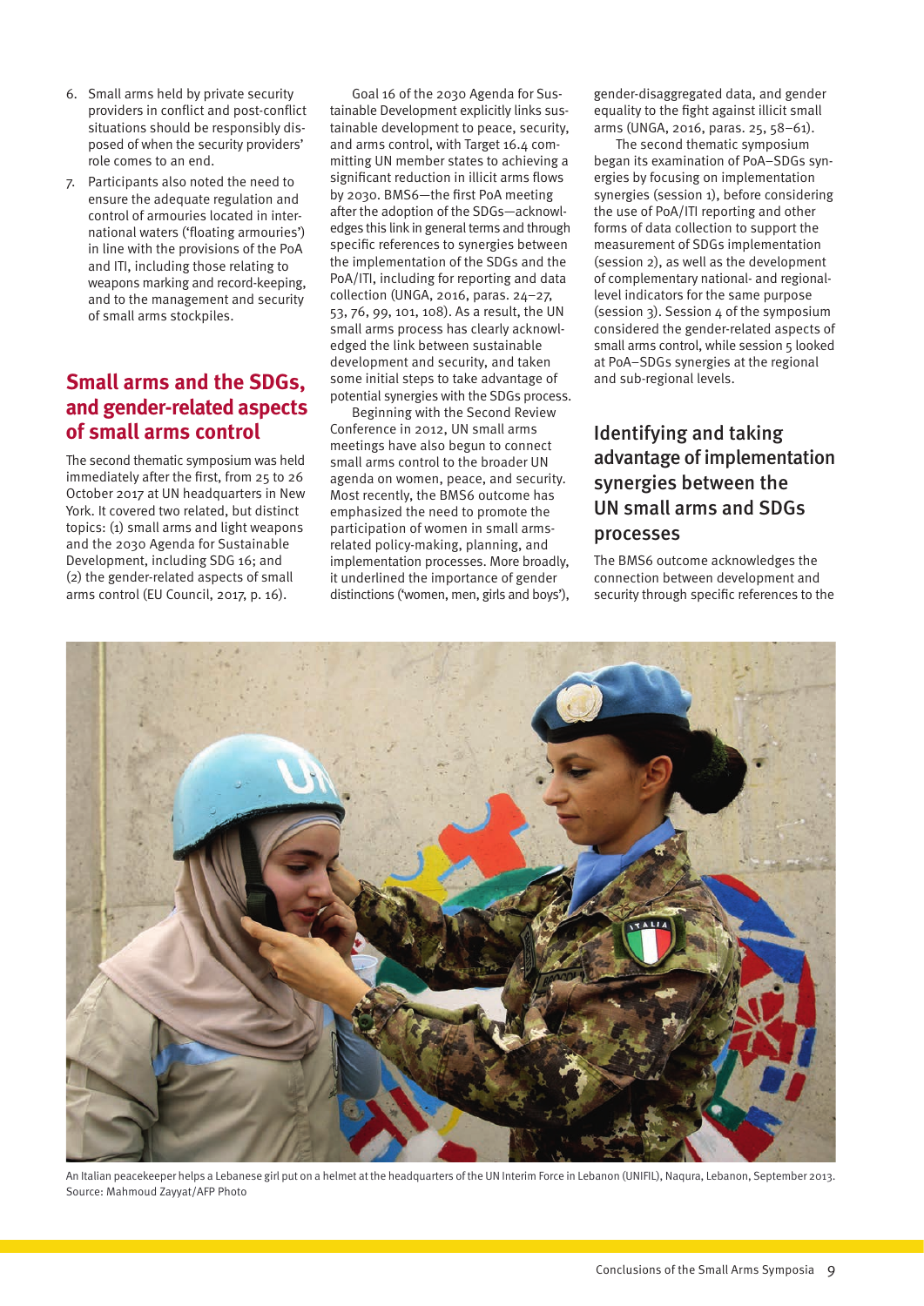6. Small arms held by private security providers in conflict and post-conflict situations should be responsibly disposed of when the security providers' role comes to an end.
7. Participants also noted the need to ensure the adequate regulation and control of armouries located in international waters ('floating armouries') in line with the provisions of the PoA and ITI, including those relating to weapons marking and record-keeping, and to the management and security of small arms stockpiles.

## Small arms and the SDGs, and gender-related aspects of small arms control

The second thematic symposium was held immediately after the first, from 25 to 26 October 2017 at UN headquarters in New York. It covered two related, but distinct topics: (1) small arms and light weapons and the 2030 Agenda for Sustainable Development, including SDG 16; and (2) the gender-related aspects of small arms control (EU Council, 2017, p. 16).

Goal 16 of the 2030 Agenda for Sustainable Development explicitly links sustainable development to peace, security, and arms control, with Target 16.4 committing UN member states to achieving a significant reduction in illicit arms flows by 2030. BMS6—the first PoA meeting after the adoption of the SDGs—acknowledges this link in general terms and through specific references to synergies between the implementation of the SDGs and the PoA/ITI, including for reporting and data collection (UNGA, 2016, paras. 24–27, 53, 76, 99, 101, 108). As a result, the UN small arms process has clearly acknowledged the link between sustainable development and security, and taken some initial steps to take advantage of potential synergies with the SDGs process.

Beginning with the Second Review Conference in 2012, UN small arms meetings have also begun to connect small arms control to the broader UN agenda on women, peace, and security. Most recently, the BMS6 outcome has emphasized the need to promote the participation of women in small arms-related policy-making, planning, and implementation processes. More broadly, it underlined the importance of gender distinctions ('women, men, girls and boys'), gender-disaggregated data, and gender equality to the fight against illicit small arms (UNGA, 2016, paras. 25, 58–61).

The second thematic symposium began its examination of PoA–SDGs synergies by focusing on implementation synergies (session 1), before considering the use of PoA/ITI reporting and other forms of data collection to support the measurement of SDGs implementation (session 2), as well as the development of complementary national- and regional-level indicators for the same purpose (session 3). Session 4 of the symposium considered the gender-related aspects of small arms control, while session 5 looked at PoA–SDGs synergies at the regional and sub-regional levels.

### Identifying and taking advantage of implementation synergies between the UN small arms and SDGs processes

The BMS6 outcome acknowledges the connection between development and security through specific references to the

An Italian peacekeeper helps a Lebanese girl put on a helmet at the headquarters of the UN Interim Force in Lebanon (UNIFIL), Naqura, Lebanon, September 2013.
Source: Mahmoud Zayyat/AFP Photo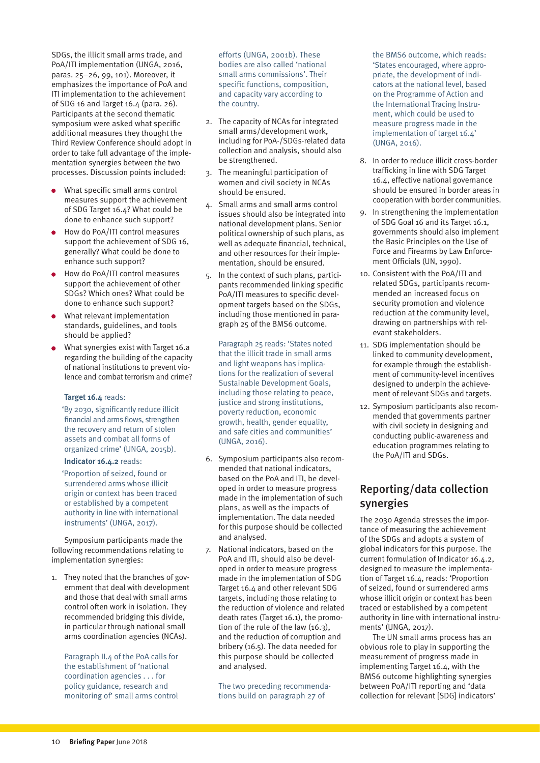SDGs, the illicit small arms trade, and PoA/ITI implementation (UNGA, 2016, paras. 25–26, 99, 101). Moreover, it emphasizes the importance of PoA and ITI implementation to the achievement of SDG 16 and Target 16.4 (para. 26). Participants at the second thematic symposium were asked what specific additional measures they thought the Third Review Conference should adopt in order to take full advantage of the implementation synergies between the two processes. Discussion points included:

- What specific small arms control measures support the achievement of SDG Target 16.4? What could be done to enhance such support?
- How do PoA/ITI control measures support the achievement of SDG 16, generally? What could be done to enhance such support?
- How do PoA/ITI control measures support the achievement of other SDGs? Which ones? What could be done to enhance such support?
- What relevant implementation standards, guidelines, and tools should be applied?
- What synergies exist with Target 16.a regarding the building of the capacity of national institutions to prevent violence and combat terrorism and crime?

**Target 16.4** reads:

'By 2030, significantly reduce illicit financial and arms flows, strengthen the recovery and return of stolen assets and combat all forms of organized crime' (UNGA, 2015b).

**Indicator 16.4.2** reads:

'Proportion of seized, found or surrendered arms whose illicit origin or context has been traced or established by a competent authority in line with international instruments' (UNGA, 2017).

Symposium participants made the following recommendations relating to implementation synergies:

1. They noted that the branches of government that deal with development and those that deal with small arms control often work in isolation. They recommended bridging this divide, in particular through national small arms coordination agencies (NCAs).

   Paragraph II.4 of the PoA calls for the establishment of 'national coordination agencies . . . for policy guidance, research and monitoring of' small arms control efforts (UNGA, 2001b). These bodies are also called 'national small arms commissions'. Their specific functions, composition, and capacity vary according to the country.

2. The capacity of NCAs for integrated small arms/development work, including for PoA-/SDGs-related data collection and analysis, should also be strengthened.
3. The meaningful participation of women and civil society in NCAs should be ensured.
4. Small arms and small arms control issues should also be integrated into national development plans. Senior political ownership of such plans, as well as adequate financial, technical, and other resources for their implementation, should be ensured.
5. In the context of such plans, participants recommended linking specific PoA/ITI measures to specific development targets based on the SDGs, including those mentioned in paragraph 25 of the BMS6 outcome.

   Paragraph 25 reads: 'States noted that the illicit trade in small arms and light weapons has implications for the realization of several Sustainable Development Goals, including those relating to peace, justice and strong institutions, poverty reduction, economic growth, health, gender equality, and safe cities and communities' (UNGA, 2016).

6. Symposium participants also recommended that national indicators, based on the PoA and ITI, be developed in order to measure progress made in the implementation of such plans, as well as the impacts of implementation. The data needed for this purpose should be collected and analysed.
7. National indicators, based on the PoA and ITI, should also be developed in order to measure progress made in the implementation of SDG Target 16.4 and other relevant SDG targets, including those relating to the reduction of violence and related death rates (Target 16.1), the promotion of the rule of the law (16.3), and the reduction of corruption and bribery (16.5). The data needed for this purpose should be collected and analysed.

   The two preceding recommendations build on paragraph 27 of the BMS6 outcome, which reads: 'States encouraged, where appropriate, the development of indicators at the national level, based on the Programme of Action and the International Tracing Instrument, which could be used to measure progress made in the implementation of target 16.4' (UNGA, 2016).

8. In order to reduce illicit cross-border trafficking in line with SDG Target 16.4, effective national governance should be ensured in border areas in cooperation with border communities.
9. In strengthening the implementation of SDG Goal 16 and its Target 16.1, governments should also implement the Basic Principles on the Use of Force and Firearms by Law Enforcement Officials (UN, 1990).
10. Consistent with the PoA/ITI and related SDGs, participants recommended an increased focus on security promotion and violence reduction at the community level, drawing on partnerships with relevant stakeholders.
11. SDG implementation should be linked to community development, for example through the establishment of community-level incentives designed to underpin the achievement of relevant SDGs and targets.
12. Symposium participants also recommended that governments partner with civil society in designing and conducting public-awareness and education programmes relating to the PoA/ITI and SDGs.

## Reporting/data collection synergies

The 2030 Agenda stresses the importance of measuring the achievement of the SDGs and adopts a system of global indicators for this purpose. The current formulation of Indicator 16.4.2, designed to measure the implementation of Target 16.4, reads: 'Proportion of seized, found or surrendered arms whose illicit origin or context has been traced or established by a competent authority in line with international instruments' (UNGA, 2017).

The UN small arms process has an obvious role to play in supporting the measurement of progress made in implementing Target 16.4, with the BMS6 outcome highlighting synergies between PoA/ITI reporting and 'data collection for relevant [SDG] indicators'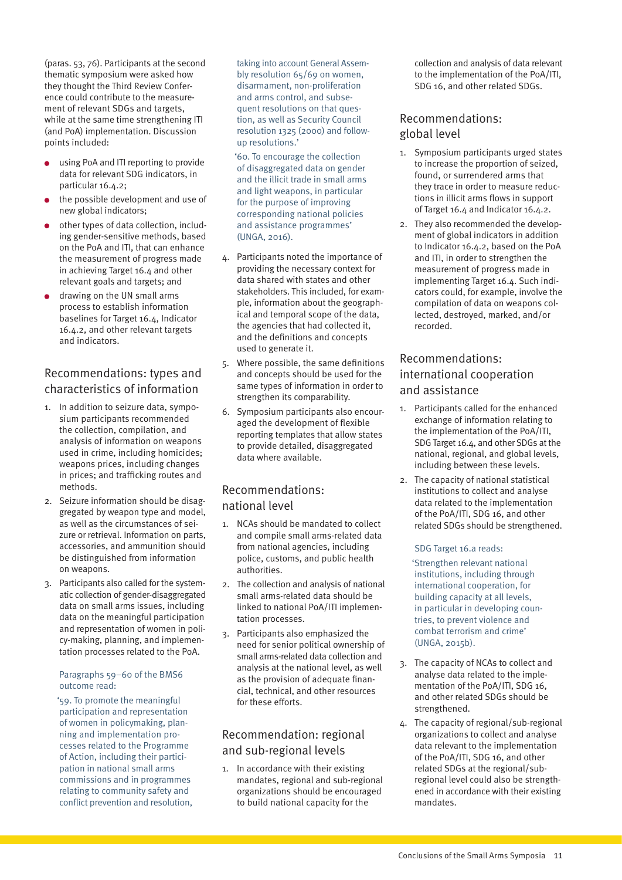(paras. 53, 76). Participants at the second thematic symposium were asked how they thought the Third Review Conference could contribute to the measurement of relevant SDGs and targets, while at the same time strengthening ITI (and PoA) implementation. Discussion points included:

- using PoA and ITI reporting to provide data for relevant SDG indicators, in particular 16.4.2;
- the possible development and use of new global indicators;
- other types of data collection, including gender-sensitive methods, based on the PoA and ITI, that can enhance the measurement of progress made in achieving Target 16.4 and other relevant goals and targets; and
- drawing on the UN small arms process to establish information baselines for Target 16.4, Indicator 16.4.2, and other relevant targets and indicators.

## Recommendations: types and characteristics of information

1. In addition to seizure data, symposium participants recommended the collection, compilation, and analysis of information on weapons used in crime, including homicides; weapons prices, including changes in prices; and trafficking routes and methods.
2. Seizure information should be disaggregated by weapon type and model, as well as the circumstances of seizure or retrieval. Information on parts, accessories, and ammunition should be distinguished from information on weapons.
3. Participants also called for the systematic collection of gender-disaggregated data on small arms issues, including data on the meaningful participation and representation of women in policy-making, planning, and implementation processes related to the PoA.

> Paragraphs 59–60 of the BMS6 outcome read:
>
> '59. To promote the meaningful participation and representation of women in policymaking, planning and implementation processes related to the Programme of Action, including their participation in national small arms commissions and in programmes relating to community safety and conflict prevention and resolution, taking into account General Assembly resolution 65/69 on women, disarmament, non-proliferation and arms control, and subsequent resolutions on that question, as well as Security Council resolution 1325 (2000) and follow-up resolutions.'
>
> '60. To encourage the collection of disaggregated data on gender and the illicit trade in small arms and light weapons, in particular for the purpose of improving corresponding national policies and assistance programmes' (UNGA, 2016).

4. Participants noted the importance of providing the necessary context for data shared with states and other stakeholders. This included, for example, information about the geographical and temporal scope of the data, the agencies that had collected it, and the definitions and concepts used to generate it.
5. Where possible, the same definitions and concepts should be used for the same types of information in order to strengthen its comparability.
6. Symposium participants also encouraged the development of flexible reporting templates that allow states to provide detailed, disaggregated data where available.

## Recommendations: national level

1. NCAs should be mandated to collect and compile small arms-related data from national agencies, including police, customs, and public health authorities.
2. The collection and analysis of national small arms-related data should be linked to national PoA/ITI implementation processes.
3. Participants also emphasized the need for senior political ownership of small arms-related data collection and analysis at the national level, as well as the provision of adequate financial, technical, and other resources for these efforts.

## Recommendation: regional and sub-regional levels

1. In accordance with their existing mandates, regional and sub-regional organizations should be encouraged to build national capacity for the collection and analysis of data relevant to the implementation of the PoA/ITI, SDG 16, and other related SDGs.

## Recommendations: global level

1. Symposium participants urged states to increase the proportion of seized, found, or surrendered arms that they trace in order to measure reductions in illicit arms flows in support of Target 16.4 and Indicator 16.4.2.
2. They also recommended the development of global indicators in addition to Indicator 16.4.2, based on the PoA and ITI, in order to strengthen the measurement of progress made in implementing Target 16.4. Such indicators could, for example, involve the compilation of data on weapons collected, destroyed, marked, and/or recorded.

## Recommendations: international cooperation and assistance

1. Participants called for the enhanced exchange of information relating to the implementation of the PoA/ITI, SDG Target 16.4, and other SDGs at the national, regional, and global levels, including between these levels.
2. The capacity of national statistical institutions to collect and analyse data related to the implementation of the PoA/ITI, SDG 16, and other related SDGs should be strengthened.

> SDG Target 16.a reads:
>
> 'Strengthen relevant national institutions, including through international cooperation, for building capacity at all levels, in particular in developing countries, to prevent violence and combat terrorism and crime' (UNGA, 2015b).

3. The capacity of NCAs to collect and analyse data related to the implementation of the PoA/ITI, SDG 16, and other related SDGs should be strengthened.
4. The capacity of regional/sub-regional organizations to collect and analyse data relevant to the implementation of the PoA/ITI, SDG 16, and other related SDGs at the regional/sub-regional level could also be strengthened in accordance with their existing mandates.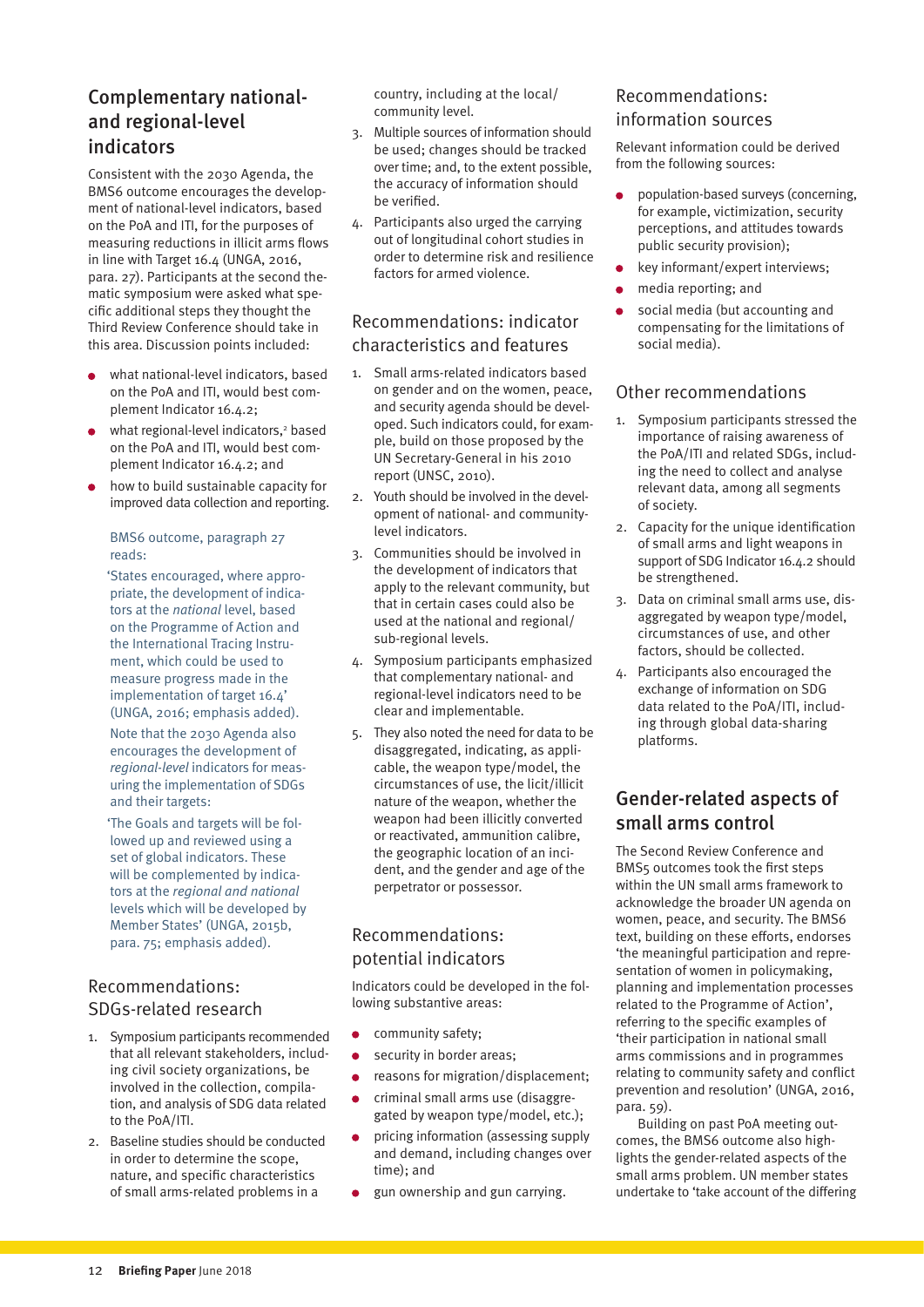## Complementary national- and regional-level indicators

Consistent with the 2030 Agenda, the BMS6 outcome encourages the development of national-level indicators, based on the PoA and ITI, for the purposes of measuring reductions in illicit arms flows in line with Target 16.4 (UNGA, 2016, para. 27). Participants at the second thematic symposium were asked what specific additional steps they thought the Third Review Conference should take in this area. Discussion points included:

- what national-level indicators, based on the PoA and ITI, would best complement Indicator 16.4.2;
- what regional-level indicators,[2] based on the PoA and ITI, would best complement Indicator 16.4.2; and
- how to build sustainable capacity for improved data collection and reporting.

> BMS6 outcome, paragraph 27 reads:
>
> 'States encouraged, where appropriate, the development of indicators at the *national* level, based on the Programme of Action and the International Tracing Instrument, which could be used to measure progress made in the implementation of target 16.4' (UNGA, 2016; emphasis added).
>
> Note that the 2030 Agenda also encourages the development of *regional-level* indicators for measuring the implementation of SDGs and their targets:
>
> 'The Goals and targets will be followed up and reviewed using a set of global indicators. These will be complemented by indicators at the *regional and national* levels which will be developed by Member States' (UNGA, 2015b, para. 75; emphasis added).

### Recommendations: SDGs-related research

1. Symposium participants recommended that all relevant stakeholders, including civil society organizations, be involved in the collection, compilation, and analysis of SDG data related to the PoA/ITI.
2. Baseline studies should be conducted in order to determine the scope, nature, and specific characteristics of small arms-related problems in a country, including at the local/community level.
3. Multiple sources of information should be used; changes should be tracked over time; and, to the extent possible, the accuracy of information should be verified.
4. Participants also urged the carrying out of longitudinal cohort studies in order to determine risk and resilience factors for armed violence.

### Recommendations: indicator characteristics and features

1. Small arms-related indicators based on gender and on the women, peace, and security agenda should be developed. Such indicators could, for example, build on those proposed by the UN Secretary-General in his 2010 report (UNSC, 2010).
2. Youth should be involved in the development of national- and community-level indicators.
3. Communities should be involved in the development of indicators that apply to the relevant community, but that in certain cases could also be used at the national and regional/sub-regional levels.
4. Symposium participants emphasized that complementary national- and regional-level indicators need to be clear and implementable.
5. They also noted the need for data to be disaggregated, indicating, as applicable, the weapon type/model, the circumstances of use, the licit/illicit nature of the weapon, whether the weapon had been illicitly converted or reactivated, ammunition calibre, the geographic location of an incident, and the gender and age of the perpetrator or possessor.

### Recommendations: potential indicators

Indicators could be developed in the following substantive areas:

- community safety;
- security in border areas;
- reasons for migration/displacement;
- criminal small arms use (disaggregated by weapon type/model, etc.);
- pricing information (assessing supply and demand, including changes over time); and
- gun ownership and gun carrying.

### Recommendations: information sources

Relevant information could be derived from the following sources:

- population-based surveys (concerning, for example, victimization, security perceptions, and attitudes towards public security provision);
- key informant/expert interviews;
- media reporting; and
- social media (but accounting and compensating for the limitations of social media).

### Other recommendations

1. Symposium participants stressed the importance of raising awareness of the PoA/ITI and related SDGs, including the need to collect and analyse relevant data, among all segments of society.
2. Capacity for the unique identification of small arms and light weapons in support of SDG Indicator 16.4.2 should be strengthened.
3. Data on criminal small arms use, disaggregated by weapon type/model, circumstances of use, and other factors, should be collected.
4. Participants also encouraged the exchange of information on SDG data related to the PoA/ITI, including through global data-sharing platforms.

## Gender-related aspects of small arms control

The Second Review Conference and BMS5 outcomes took the first steps within the UN small arms framework to acknowledge the broader UN agenda on women, peace, and security. The BMS6 text, building on these efforts, endorses 'the meaningful participation and representation of women in policymaking, planning and implementation processes related to the Programme of Action', referring to the specific examples of 'their participation in national small arms commissions and in programmes relating to community safety and conflict prevention and resolution' (UNGA, 2016, para. 59).

Building on past PoA meeting outcomes, the BMS6 outcome also highlights the gender-related aspects of the small arms problem. UN member states undertake to 'take account of the differing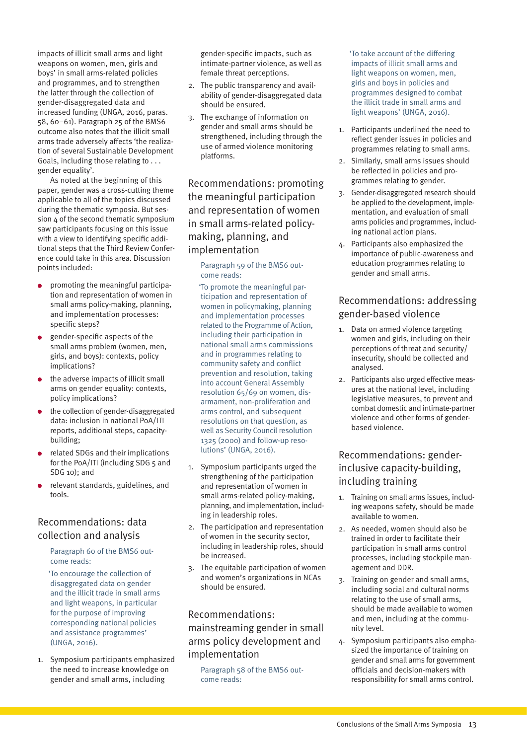impacts of illicit small arms and light weapons on women, men, girls and boys' in small arms-related policies and programmes, and to strengthen the latter through the collection of gender-disaggregated data and increased funding (UNGA, 2016, paras. 58, 60–61). Paragraph 25 of the BMS6 outcome also notes that the illicit small arms trade adversely affects 'the realization of several Sustainable Development Goals, including those relating to . . . gender equality'.

As noted at the beginning of this paper, gender was a cross-cutting theme applicable to all of the topics discussed during the thematic symposia. But session 4 of the second thematic symposium saw participants focusing on this issue with a view to identifying specific additional steps that the Third Review Conference could take in this area. Discussion points included:

- promoting the meaningful participation and representation of women in small arms policy-making, planning, and implementation processes: specific steps?
- gender-specific aspects of the small arms problem (women, men, girls, and boys): contexts, policy implications?
- the adverse impacts of illicit small arms on gender equality: contexts, policy implications?
- the collection of gender-disaggregated data: inclusion in national PoA/ITI reports, additional steps, capacity-building;
- related SDGs and their implications for the PoA/ITI (including SDG 5 and SDG 10); and
- relevant standards, guidelines, and tools.

## Recommendations: data collection and analysis

Paragraph 60 of the BMS6 outcome reads:

'To encourage the collection of disaggregated data on gender and the illicit trade in small arms and light weapons, in particular for the purpose of improving corresponding national policies and assistance programmes' (UNGA, 2016).

1. Symposium participants emphasized the need to increase knowledge on gender and small arms, including gender-specific impacts, such as intimate-partner violence, as well as female threat perceptions.
2. The public transparency and availability of gender-disaggregated data should be ensured.
3. The exchange of information on gender and small arms should be strengthened, including through the use of armed violence monitoring platforms.

## Recommendations: promoting the meaningful participation and representation of women in small arms-related policy-making, planning, and implementation

Paragraph 59 of the BMS6 outcome reads:

'To promote the meaningful participation and representation of women in policymaking, planning and implementation processes related to the Programme of Action, including their participation in national small arms commissions and in programmes relating to community safety and conflict prevention and resolution, taking into account General Assembly resolution 65/69 on women, disarmament, non-proliferation and arms control, and subsequent resolutions on that question, as well as Security Council resolution 1325 (2000) and follow-up resolutions' (UNGA, 2016).

1. Symposium participants urged the strengthening of the participation and representation of women in small arms-related policy-making, planning, and implementation, including in leadership roles.
2. The participation and representation of women in the security sector, including in leadership roles, should be increased.
3. The equitable participation of women and women's organizations in NCAs should be ensured.

## Recommendations: mainstreaming gender in small arms policy development and implementation

Paragraph 58 of the BMS6 outcome reads:

'To take account of the differing impacts of illicit small arms and light weapons on women, men, girls and boys in policies and programmes designed to combat the illicit trade in small arms and light weapons' (UNGA, 2016).

1. Participants underlined the need to reflect gender issues in policies and programmes relating to small arms.
2. Similarly, small arms issues should be reflected in policies and programmes relating to gender.
3. Gender-disaggregated research should be applied to the development, implementation, and evaluation of small arms policies and programmes, including national action plans.
4. Participants also emphasized the importance of public-awareness and education programmes relating to gender and small arms.

## Recommendations: addressing gender-based violence

1. Data on armed violence targeting women and girls, including on their perceptions of threat and security/insecurity, should be collected and analysed.
2. Participants also urged effective measures at the national level, including legislative measures, to prevent and combat domestic and intimate-partner violence and other forms of gender-based violence.

## Recommendations: gender-inclusive capacity-building, including training

1. Training on small arms issues, including weapons safety, should be made available to women.
2. As needed, women should also be trained in order to facilitate their participation in small arms control processes, including stockpile management and DDR.
3. Training on gender and small arms, including social and cultural norms relating to the use of small arms, should be made available to women and men, including at the community level.
4. Symposium participants also emphasized the importance of training on gender and small arms for government officials and decision-makers with responsibility for small arms control.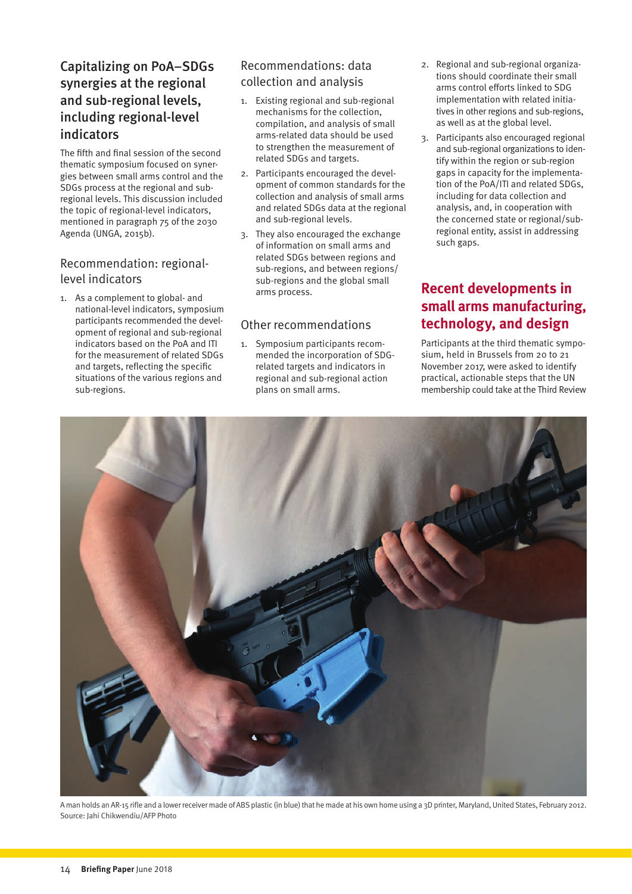## Capitalizing on PoA–SDGs synergies at the regional and sub-regional levels, including regional-level indicators

The fifth and final session of the second thematic symposium focused on synergies between small arms control and the SDGs process at the regional and sub-regional levels. This discussion included the topic of regional-level indicators, mentioned in paragraph 75 of the 2030 Agenda (UNGA, 2015b).

### Recommendation: regional-level indicators

1. As a complement to global- and national-level indicators, symposium participants recommended the development of regional and sub-regional indicators based on the PoA and ITI for the measurement of related SDGs and targets, reflecting the specific situations of the various regions and sub-regions.

### Recommendations: data collection and analysis

1. Existing regional and sub-regional mechanisms for the collection, compilation, and analysis of small arms-related data should be used to strengthen the measurement of related SDGs and targets.
2. Participants encouraged the development of common standards for the collection and analysis of small arms and related SDGs data at the regional and sub-regional levels.
3. They also encouraged the exchange of information on small arms and related SDGs between regions and sub-regions, and between regions/sub-regions and the global small arms process.

### Other recommendations

1. Symposium participants recommended the incorporation of SDG-related targets and indicators in regional and sub-regional action plans on small arms.
2. Regional and sub-regional organizations should coordinate their small arms control efforts linked to SDG implementation with related initiatives in other regions and sub-regions, as well as at the global level.
3. Participants also encouraged regional and sub-regional organizations to identify within the region or sub-region gaps in capacity for the implementation of the PoA/ITI and related SDGs, including for data collection and analysis, and, in cooperation with the concerned state or regional/sub-regional entity, assist in addressing such gaps.

## Recent developments in small arms manufacturing, technology, and design

Participants at the third thematic symposium, held in Brussels from 20 to 21 November 2017, were asked to identify practical, actionable steps that the UN membership could take at the Third Review

A man holds an AR-15 rifle and a lower receiver made of ABS plastic (in blue) that he made at his own home using a 3D printer, Maryland, United States, February 2012.
Source: Jahi Chikwendiu/AFP Photo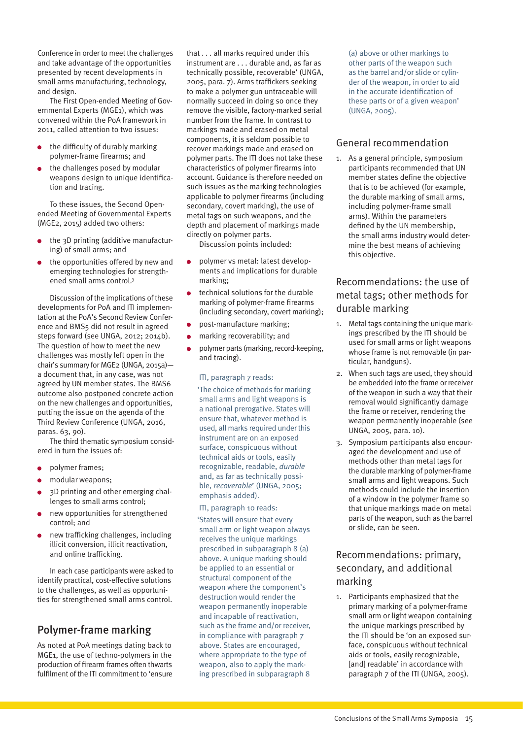Conference in order to meet the challenges and take advantage of the opportunities presented by recent developments in small arms manufacturing, technology, and design.

The First Open-ended Meeting of Governmental Experts (MGE1), which was convened within the PoA framework in 2011, called attention to two issues:

- the difficulty of durably marking polymer-frame firearms; and
- the challenges posed by modular weapons design to unique identification and tracing.

To these issues, the Second Open-ended Meeting of Governmental Experts (MGE2, 2015) added two others:

- the 3D printing (additive manufacturing) of small arms; and
- the opportunities offered by new and emerging technologies for strengthened small arms control.[3]

Discussion of the implications of these developments for PoA and ITI implementation at the PoA's Second Review Conference and BMS5 did not result in agreed steps forward (see UNGA, 2012; 2014b). The question of how to meet the new challenges was mostly left open in the chair's summary for MGE2 (UNGA, 2015a)—a document that, in any case, was not agreed by UN member states. The BMS6 outcome also postponed concrete action on the new challenges and opportunities, putting the issue on the agenda of the Third Review Conference (UNGA, 2016, paras. 63, 90).

The third thematic symposium considered in turn the issues of:

- polymer frames;
- modular weapons;
- 3D printing and other emerging challenges to small arms control;
- new opportunities for strengthened control; and
- new trafficking challenges, including illicit conversion, illicit reactivation, and online trafficking.

In each case participants were asked to identify practical, cost-effective solutions to the challenges, as well as opportunities for strengthened small arms control.

## Polymer-frame marking

As noted at PoA meetings dating back to MGE1, the use of techno-polymers in the production of firearm frames often thwarts fulfilment of the ITI commitment to 'ensure that . . . all marks required under this instrument are . . . durable and, as far as technically possible, recoverable' (UNGA, 2005, para. 7). Arms traffickers seeking to make a polymer gun untraceable will normally succeed in doing so once they remove the visible, factory-marked serial number from the frame. In contrast to markings made and erased on metal components, it is seldom possible to recover markings made and erased on polymer parts. The ITI does not take these characteristics of polymer firearms into account. Guidance is therefore needed on such issues as the marking technologies applicable to polymer firearms (including secondary, covert marking), the use of metal tags on such weapons, and the depth and placement of markings made directly on polymer parts.

Discussion points included:

- polymer vs metal: latest developments and implications for durable marking;
- technical solutions for the durable marking of polymer-frame firearms (including secondary, covert marking);
- post-manufacture marking;
- marking recoverability; and
- polymer parts (marking, record-keeping, and tracing).

ITI, paragraph 7 reads:

'The choice of methods for marking small arms and light weapons is a national prerogative. States will ensure that, whatever method is used, all marks required under this instrument are on an exposed surface, conspicuous without technical aids or tools, easily recognizable, readable, *durable* and, as far as technically possible, *recoverable*' (UNGA, 2005; emphasis added).

ITI, paragraph 10 reads:

'States will ensure that every small arm or light weapon always receives the unique markings prescribed in subparagraph 8 (a) above. A unique marking should be applied to an essential or structural component of the weapon where the component's destruction would render the weapon permanently inoperable and incapable of reactivation, such as the frame and/or receiver, in compliance with paragraph 7 above. States are encouraged, where appropriate to the type of weapon, also to apply the marking prescribed in subparagraph 8 (a) above or other markings to other parts of the weapon such as the barrel and/or slide or cylinder of the weapon, in order to aid in the accurate identification of these parts or of a given weapon' (UNGA, 2005).

### General recommendation

1. As a general principle, symposium participants recommended that UN member states define the objective that is to be achieved (for example, the durable marking of small arms, including polymer-frame small arms). Within the parameters defined by the UN membership, the small arms industry would determine the best means of achieving this objective.

### Recommendations: the use of metal tags; other methods for durable marking

1. Metal tags containing the unique markings prescribed by the ITI should be used for small arms or light weapons whose frame is not removable (in particular, handguns).
2. When such tags are used, they should be embedded into the frame or receiver of the weapon in such a way that their removal would significantly damage the frame or receiver, rendering the weapon permanently inoperable (see UNGA, 2005, para. 10).
3. Symposium participants also encouraged the development and use of methods other than metal tags for the durable marking of polymer-frame small arms and light weapons. Such methods could include the insertion of a window in the polymer frame so that unique markings made on metal parts of the weapon, such as the barrel or slide, can be seen.

### Recommendations: primary, secondary, and additional marking

1. Participants emphasized that the primary marking of a polymer-frame small arm or light weapon containing the unique markings prescribed by the ITI should be 'on an exposed surface, conspicuous without technical aids or tools, easily recognizable, [and] readable' in accordance with paragraph 7 of the ITI (UNGA, 2005).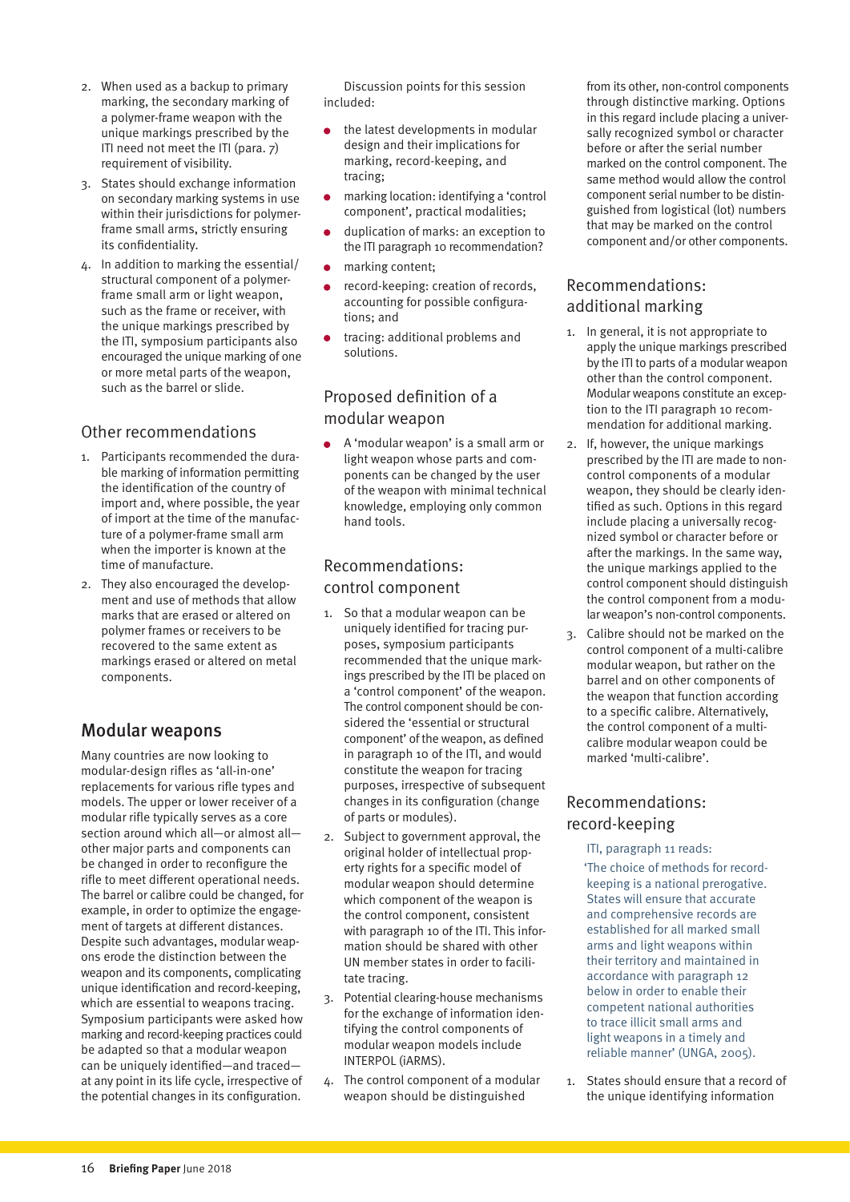2. When used as a backup to primary marking, the secondary marking of a polymer-frame weapon with the unique markings prescribed by the ITI need not meet the ITI (para. 7) requirement of visibility.
3. States should exchange information on secondary marking systems in use within their jurisdictions for polymer-frame small arms, strictly ensuring its confidentiality.
4. In addition to marking the essential/structural component of a polymer-frame small arm or light weapon, such as the frame or receiver, with the unique markings prescribed by the ITI, symposium participants also encouraged the unique marking of one or more metal parts of the weapon, such as the barrel or slide.

### Other recommendations

1. Participants recommended the durable marking of information permitting the identification of the country of import and, where possible, the year of import at the time of the manufacture of a polymer-frame small arm when the importer is known at the time of manufacture.
2. They also encouraged the development and use of methods that allow marks that are erased or altered on polymer frames or receivers to be recovered to the same extent as markings erased or altered on metal components.

## Modular weapons

Many countries are now looking to modular-design rifles as 'all-in-one' replacements for various rifle types and models. The upper or lower receiver of a modular rifle typically serves as a core section around which all—or almost all—other major parts and components can be changed in order to reconfigure the rifle to meet different operational needs. The barrel or calibre could be changed, for example, in order to optimize the engagement of targets at different distances. Despite such advantages, modular weapons erode the distinction between the weapon and its components, complicating unique identification and record-keeping, which are essential to weapons tracing. Symposium participants were asked how marking and record-keeping practices could be adapted so that a modular weapon can be uniquely identified—and traced—at any point in its life cycle, irrespective of the potential changes in its configuration.

Discussion points for this session included:

- the latest developments in modular design and their implications for marking, record-keeping, and tracing;
- marking location: identifying a 'control component', practical modalities;
- duplication of marks: an exception to the ITI paragraph 10 recommendation?
- marking content;
- record-keeping: creation of records, accounting for possible configurations; and
- tracing: additional problems and solutions.

### Proposed definition of a modular weapon

- A 'modular weapon' is a small arm or light weapon whose parts and components can be changed by the user of the weapon with minimal technical knowledge, employing only common hand tools.

### Recommendations: control component

1. So that a modular weapon can be uniquely identified for tracing purposes, symposium participants recommended that the unique markings prescribed by the ITI be placed on a 'control component' of the weapon. The control component should be considered the 'essential or structural component' of the weapon, as defined in paragraph 10 of the ITI, and would constitute the weapon for tracing purposes, irrespective of subsequent changes in its configuration (change of parts or modules).
2. Subject to government approval, the original holder of intellectual property rights for a specific model of modular weapon should determine which component of the weapon is the control component, consistent with paragraph 10 of the ITI. This information should be shared with other UN member states in order to facilitate tracing.
3. Potential clearing-house mechanisms for the exchange of information identifying the control components of modular weapon models include INTERPOL (iARMS).
4. The control component of a modular weapon should be distinguished from its other, non-control components through distinctive marking. Options in this regard include placing a universally recognized symbol or character before or after the serial number marked on the control component. The same method would allow the control component serial number to be distinguished from logistical (lot) numbers that may be marked on the control component and/or other components.

### Recommendations: additional marking

1. In general, it is not appropriate to apply the unique markings prescribed by the ITI to parts of a modular weapon other than the control component. Modular weapons constitute an exception to the ITI paragraph 10 recommendation for additional marking.
2. If, however, the unique markings prescribed by the ITI are made to non-control components of a modular weapon, they should be clearly identified as such. Options in this regard include placing a universally recognized symbol or character before or after the markings. In the same way, the unique markings applied to the control component should distinguish the control component from a modular weapon's non-control components.
3. Calibre should not be marked on the control component of a multi-calibre modular weapon, but rather on the barrel and on other components of the weapon that function according to a specific calibre. Alternatively, the control component of a multi-calibre modular weapon could be marked 'multi-calibre'.

### Recommendations: record-keeping

ITI, paragraph 11 reads:

'The choice of methods for record-keeping is a national prerogative. States will ensure that accurate and comprehensive records are established for all marked small arms and light weapons within their territory and maintained in accordance with paragraph 12 below in order to enable their competent national authorities to trace illicit small arms and light weapons in a timely and reliable manner' (UNGA, 2005).

1. States should ensure that a record of the unique identifying information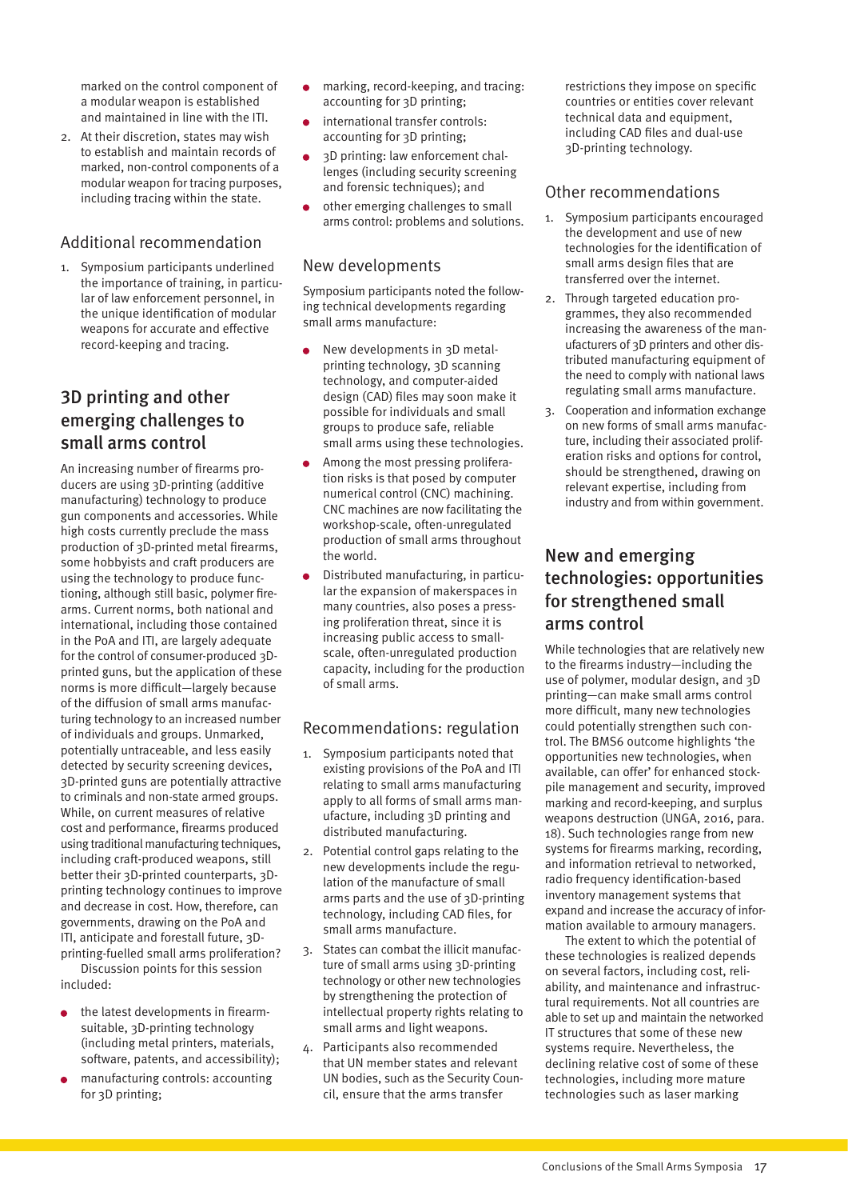marked on the control component of a modular weapon is established and maintained in line with the ITI.

2. At their discretion, states may wish to establish and maintain records of marked, non-control components of a modular weapon for tracing purposes, including tracing within the state.

### Additional recommendation

1. Symposium participants underlined the importance of training, in particular of law enforcement personnel, in the unique identification of modular weapons for accurate and effective record-keeping and tracing.

## 3D printing and other emerging challenges to small arms control

An increasing number of firearms producers are using 3D-printing (additive manufacturing) technology to produce gun components and accessories. While high costs currently preclude the mass production of 3D-printed metal firearms, some hobbyists and craft producers are using the technology to produce functioning, although still basic, polymer firearms. Current norms, both national and international, including those contained in the PoA and ITI, are largely adequate for the control of consumer-produced 3D-printed guns, but the application of these norms is more difficult—largely because of the diffusion of small arms manufacturing technology to an increased number of individuals and groups. Unmarked, potentially untraceable, and less easily detected by security screening devices, 3D-printed guns are potentially attractive to criminals and non-state armed groups. While, on current measures of relative cost and performance, firearms produced using traditional manufacturing techniques, including craft-produced weapons, still better their 3D-printed counterparts, 3D-printing technology continues to improve and decrease in cost. How, therefore, can governments, drawing on the PoA and ITI, anticipate and forestall future, 3D-printing-fuelled small arms proliferation?

Discussion points for this session included:

- the latest developments in firearm-suitable, 3D-printing technology (including metal printers, materials, software, patents, and accessibility);
- manufacturing controls: accounting for 3D printing;
- marking, record-keeping, and tracing: accounting for 3D printing;
- international transfer controls: accounting for 3D printing;
- 3D printing: law enforcement challenges (including security screening and forensic techniques); and
- other emerging challenges to small arms control: problems and solutions.

### New developments

Symposium participants noted the following technical developments regarding small arms manufacture:

- New developments in 3D metal-printing technology, 3D scanning technology, and computer-aided design (CAD) files may soon make it possible for individuals and small groups to produce safe, reliable small arms using these technologies.
- Among the most pressing proliferation risks is that posed by computer numerical control (CNC) machining. CNC machines are now facilitating the workshop-scale, often-unregulated production of small arms throughout the world.
- Distributed manufacturing, in particular the expansion of makerspaces in many countries, also poses a pressing proliferation threat, since it is increasing public access to small-scale, often-unregulated production capacity, including for the production of small arms.

### Recommendations: regulation

1. Symposium participants noted that existing provisions of the PoA and ITI relating to small arms manufacturing apply to all forms of small arms manufacture, including 3D printing and distributed manufacturing.
2. Potential control gaps relating to the new developments include the regulation of the manufacture of small arms parts and the use of 3D-printing technology, including CAD files, for small arms manufacture.
3. States can combat the illicit manufacture of small arms using 3D-printing technology or other new technologies by strengthening the protection of intellectual property rights relating to small arms and light weapons.
4. Participants also recommended that UN member states and relevant UN bodies, such as the Security Council, ensure that the arms transfer restrictions they impose on specific countries or entities cover relevant technical data and equipment, including CAD files and dual-use 3D-printing technology.

### Other recommendations

1. Symposium participants encouraged the development and use of new technologies for the identification of small arms design files that are transferred over the internet.
2. Through targeted education programmes, they also recommended increasing the awareness of the manufacturers of 3D printers and other distributed manufacturing equipment of the need to comply with national laws regulating small arms manufacture.
3. Cooperation and information exchange on new forms of small arms manufacture, including their associated proliferation risks and options for control, should be strengthened, drawing on relevant expertise, including from industry and from within government.

## New and emerging technologies: opportunities for strengthened small arms control

While technologies that are relatively new to the firearms industry—including the use of polymer, modular design, and 3D printing—can make small arms control more difficult, many new technologies could potentially strengthen such control. The BMS6 outcome highlights 'the opportunities new technologies, when available, can offer' for enhanced stockpile management and security, improved marking and record-keeping, and surplus weapons destruction (UNGA, 2016, para. 18). Such technologies range from new systems for firearms marking, recording, and information retrieval to networked, radio frequency identification-based inventory management systems that expand and increase the accuracy of information available to armoury managers.

The extent to which the potential of these technologies is realized depends on several factors, including cost, reliability, and maintenance and infrastructural requirements. Not all countries are able to set up and maintain the networked IT structures that some of these new systems require. Nevertheless, the declining relative cost of some of these technologies, including more mature technologies such as laser marking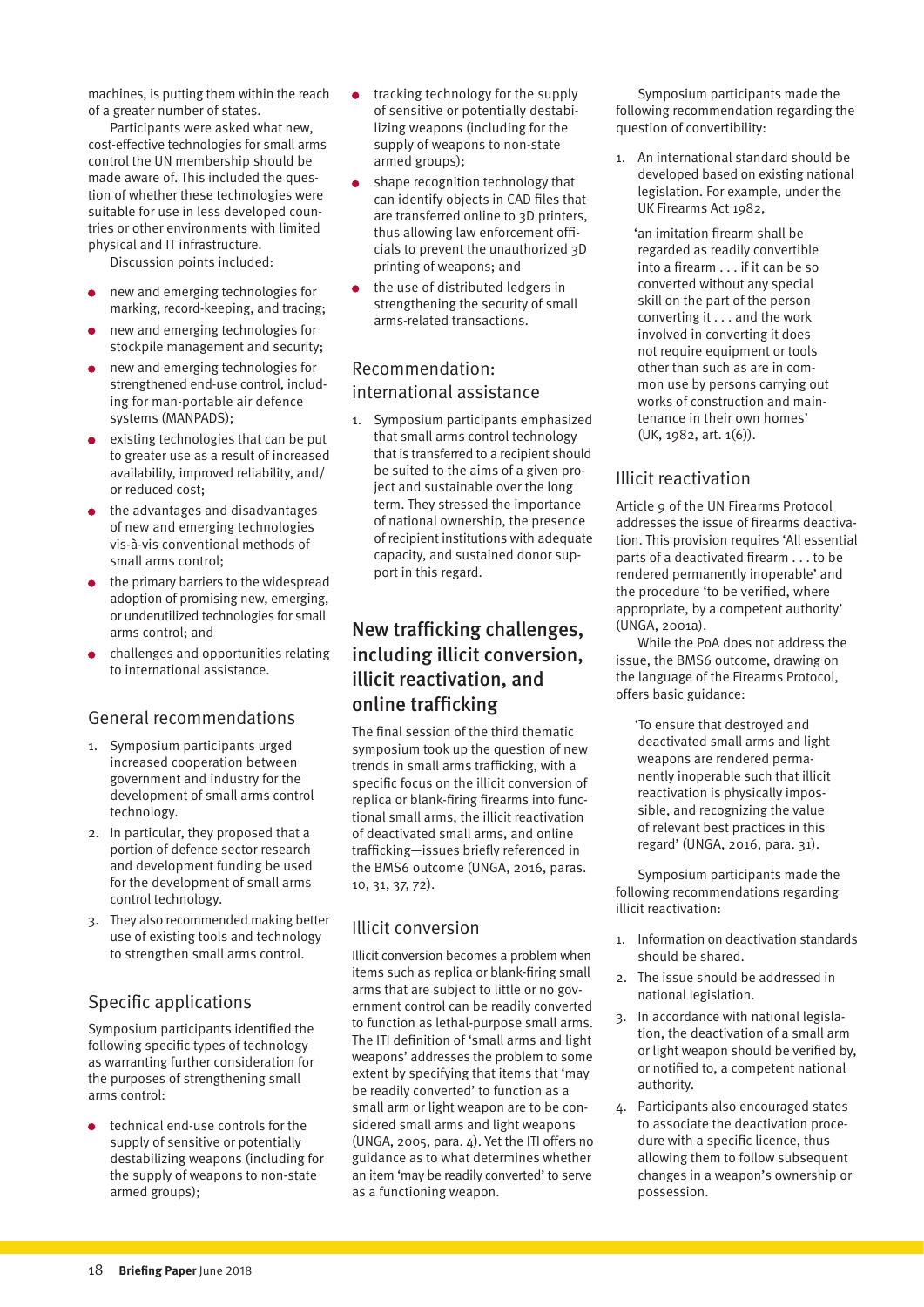machines, is putting them within the reach of a greater number of states.

Participants were asked what new, cost-effective technologies for small arms control the UN membership should be made aware of. This included the question of whether these technologies were suitable for use in less developed countries or other environments with limited physical and IT infrastructure.

Discussion points included:

- new and emerging technologies for marking, record-keeping, and tracing;
- new and emerging technologies for stockpile management and security;
- new and emerging technologies for strengthened end-use control, including for man-portable air defence systems (MANPADS);
- existing technologies that can be put to greater use as a result of increased availability, improved reliability, and/or reduced cost;
- the advantages and disadvantages of new and emerging technologies vis-à-vis conventional methods of small arms control;
- the primary barriers to the widespread adoption of promising new, emerging, or underutilized technologies for small arms control; and
- challenges and opportunities relating to international assistance.

## General recommendations

1. Symposium participants urged increased cooperation between government and industry for the development of small arms control technology.
2. In particular, they proposed that a portion of defence sector research and development funding be used for the development of small arms control technology.
3. They also recommended making better use of existing tools and technology to strengthen small arms control.

## Specific applications

Symposium participants identified the following specific types of technology as warranting further consideration for the purposes of strengthening small arms control:

- technical end-use controls for the supply of sensitive or potentially destabilizing weapons (including for the supply of weapons to non-state armed groups);
- tracking technology for the supply of sensitive or potentially destabilizing weapons (including for the supply of weapons to non-state armed groups);
- shape recognition technology that can identify objects in CAD files that are transferred online to 3D printers, thus allowing law enforcement officials to prevent the unauthorized 3D printing of weapons; and
- the use of distributed ledgers in strengthening the security of small arms-related transactions.

## Recommendation: international assistance

1. Symposium participants emphasized that small arms control technology that is transferred to a recipient should be suited to the aims of a given project and sustainable over the long term. They stressed the importance of national ownership, the presence of recipient institutions with adequate capacity, and sustained donor support in this regard.

# New trafficking challenges, including illicit conversion, illicit reactivation, and online trafficking

The final session of the third thematic symposium took up the question of new trends in small arms trafficking, with a specific focus on the illicit conversion of replica or blank-firing firearms into functional small arms, the illicit reactivation of deactivated small arms, and online trafficking—issues briefly referenced in the BMS6 outcome (UNGA, 2016, paras. 10, 31, 37, 72).

## Illicit conversion

Illicit conversion becomes a problem when items such as replica or blank-firing small arms that are subject to little or no government control can be readily converted to function as lethal-purpose small arms. The ITI definition of 'small arms and light weapons' addresses the problem to some extent by specifying that items that 'may be readily converted' to function as a small arm or light weapon are to be considered small arms and light weapons (UNGA, 2005, para. 4). Yet the ITI offers no guidance as to what determines whether an item 'may be readily converted' to serve as a functioning weapon.

Symposium participants made the following recommendation regarding the question of convertibility:

1. An international standard should be developed based on existing national legislation. For example, under the UK Firearms Act 1982,

   'an imitation firearm shall be regarded as readily convertible into a firearm . . . if it can be so converted without any special skill on the part of the person converting it . . . and the work involved in converting it does not require equipment or tools other than such as are in common use by persons carrying out works of construction and maintenance in their own homes' (UK, 1982, art. 1(6)).

## Illicit reactivation

Article 9 of the UN Firearms Protocol addresses the issue of firearms deactivation. This provision requires 'All essential parts of a deactivated firearm . . . to be rendered permanently inoperable' and the procedure 'to be verified, where appropriate, by a competent authority' (UNGA, 2001a).

While the PoA does not address the issue, the BMS6 outcome, drawing on the language of the Firearms Protocol, offers basic guidance:

> 'To ensure that destroyed and deactivated small arms and light weapons are rendered permanently inoperable such that illicit reactivation is physically impossible, and recognizing the value of relevant best practices in this regard' (UNGA, 2016, para. 31).

Symposium participants made the following recommendations regarding illicit reactivation:

1. Information on deactivation standards should be shared.
2. The issue should be addressed in national legislation.
3. In accordance with national legislation, the deactivation of a small arm or light weapon should be verified by, or notified to, a competent national authority.
4. Participants also encouraged states to associate the deactivation procedure with a specific licence, thus allowing them to follow subsequent changes in a weapon's ownership or possession.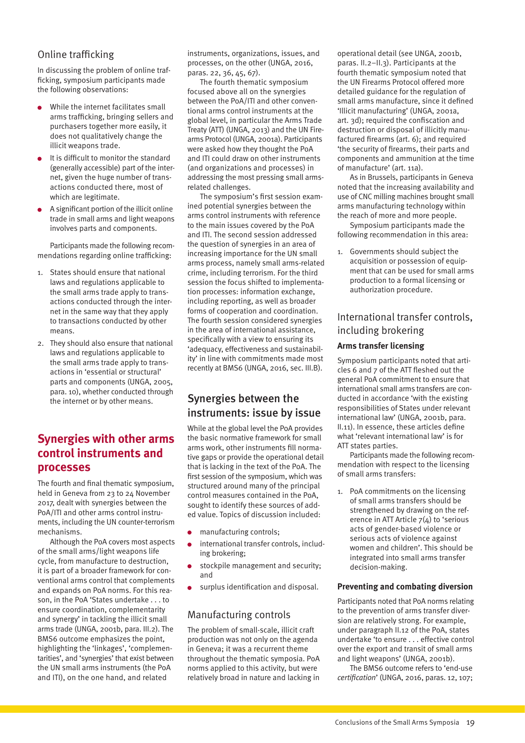### Online trafficking

In discussing the problem of online trafficking, symposium participants made the following observations:

- While the internet facilitates small arms trafficking, bringing sellers and purchasers together more easily, it does not qualitatively change the illicit weapons trade.
- It is difficult to monitor the standard (generally accessible) part of the internet, given the huge number of transactions conducted there, most of which are legitimate.
- A significant portion of the illicit online trade in small arms and light weapons involves parts and components.

Participants made the following recommendations regarding online trafficking:

1. States should ensure that national laws and regulations applicable to the small arms trade apply to transactions conducted through the internet in the same way that they apply to transactions conducted by other means.
2. They should also ensure that national laws and regulations applicable to the small arms trade apply to transactions in 'essential or structural' parts and components (UNGA, 2005, para. 10), whether conducted through the internet or by other means.

## Synergies with other arms control instruments and processes

The fourth and final thematic symposium, held in Geneva from 23 to 24 November 2017, dealt with synergies between the PoA/ITI and other arms control instruments, including the UN counter-terrorism mechanisms.

Although the PoA covers most aspects of the small arms/light weapons life cycle, from manufacture to destruction, it is part of a broader framework for conventional arms control that complements and expands on PoA norms. For this reason, in the PoA 'States undertake . . . to ensure coordination, complementarity and synergy' in tackling the illicit small arms trade (UNGA, 2001b, para. III.2). The BMS6 outcome emphasizes the point, highlighting the 'linkages', 'complementarities', and 'synergies' that exist between the UN small arms instruments (the PoA and ITI), on the one hand, and related instruments, organizations, issues, and processes, on the other (UNGA, 2016, paras. 22, 36, 45, 67).

The fourth thematic symposium focused above all on the synergies between the PoA/ITI and other conventional arms control instruments at the global level, in particular the Arms Trade Treaty (ATT) (UNGA, 2013) and the UN Firearms Protocol (UNGA, 2001a). Participants were asked how they thought the PoA and ITI could draw on other instruments (and organizations and processes) in addressing the most pressing small arms-related challenges.

The symposium's first session examined potential synergies between the arms control instruments with reference to the main issues covered by the PoA and ITI. The second session addressed the question of synergies in an area of increasing importance for the UN small arms process, namely small arms-related crime, including terrorism. For the third session the focus shifted to implementation processes: information exchange, including reporting, as well as broader forms of cooperation and coordination. The fourth session considered synergies in the area of international assistance, specifically with a view to ensuring its 'adequacy, effectiveness and sustainability' in line with commitments made most recently at BMS6 (UNGA, 2016, sec. III.B).

### Synergies between the instruments: issue by issue

While at the global level the PoA provides the basic normative framework for small arms work, other instruments fill normative gaps or provide the operational detail that is lacking in the text of the PoA. The first session of the symposium, which was structured around many of the principal control measures contained in the PoA, sought to identify these sources of added value. Topics of discussion included:

- manufacturing controls;
- international transfer controls, including brokering;
- stockpile management and security; and
- surplus identification and disposal.

### Manufacturing controls

The problem of small-scale, illicit craft production was not only on the agenda in Geneva; it was a recurrent theme throughout the thematic symposia. PoA norms applied to this activity, but were relatively broad in nature and lacking in operational detail (see UNGA, 2001b, paras. II.2–II.3). Participants at the fourth thematic symposium noted that the UN Firearms Protocol offered more detailed guidance for the regulation of small arms manufacture, since it defined 'Illicit manufacturing' (UNGA, 2001a, art. 3d); required the confiscation and destruction or disposal of illicitly manufactured firearms (art. 6); and required 'the security of firearms, their parts and components and ammunition at the time of manufacture' (art. 11a).

As in Brussels, participants in Geneva noted that the increasing availability and use of CNC milling machines brought small arms manufacturing technology within the reach of more and more people.

Symposium participants made the following recommendation in this area:

1. Governments should subject the acquisition or possession of equipment that can be used for small arms production to a formal licensing or authorization procedure.

### International transfer controls, including brokering

#### Arms transfer licensing

Symposium participants noted that articles 6 and 7 of the ATT fleshed out the general PoA commitment to ensure that international small arms transfers are conducted in accordance 'with the existing responsibilities of States under relevant international law' (UNGA, 2001b, para. II.11). In essence, these articles define what 'relevant international law' is for ATT states parties.

Participants made the following recommendation with respect to the licensing of small arms transfers:

1. PoA commitments on the licensing of small arms transfers should be strengthened by drawing on the reference in ATT Article 7(4) to 'serious acts of gender-based violence or serious acts of violence against women and children'. This should be integrated into small arms transfer decision-making.

#### Preventing and combating diversion

Participants noted that PoA norms relating to the prevention of arms transfer diversion are relatively strong. For example, under paragraph II.12 of the PoA, states undertake 'to ensure . . . effective control over the export and transit of small arms and light weapons' (UNGA, 2001b).

The BMS6 outcome refers to 'end-use *certification*' (UNGA, 2016, paras. 12, 107;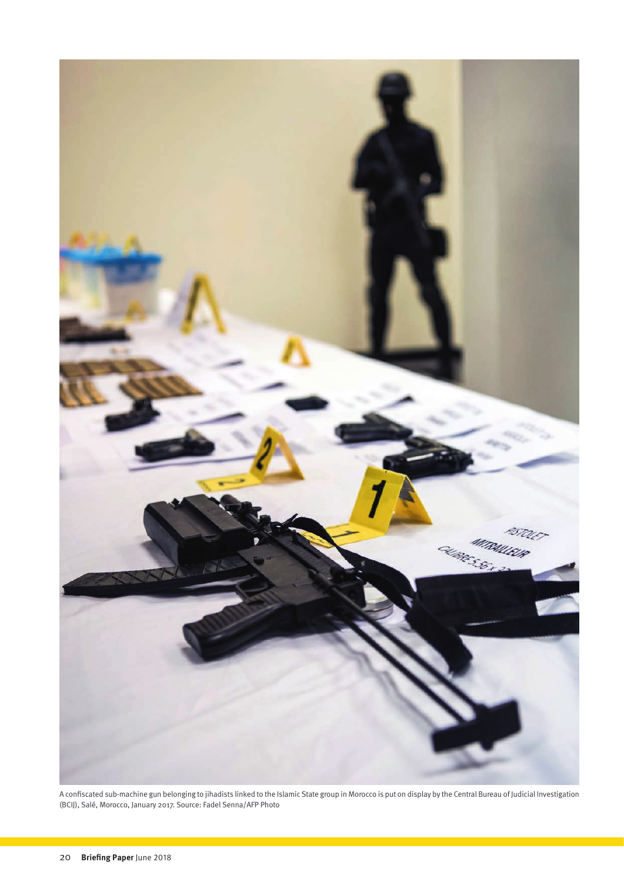A confiscated sub-machine gun belonging to jihadists linked to the Islamic State group in Morocco is put on display by the Central Bureau of Judicial Investigation (BCIJ), Salé, Morocco, January 2017. Source: Fadel Senna/AFP Photo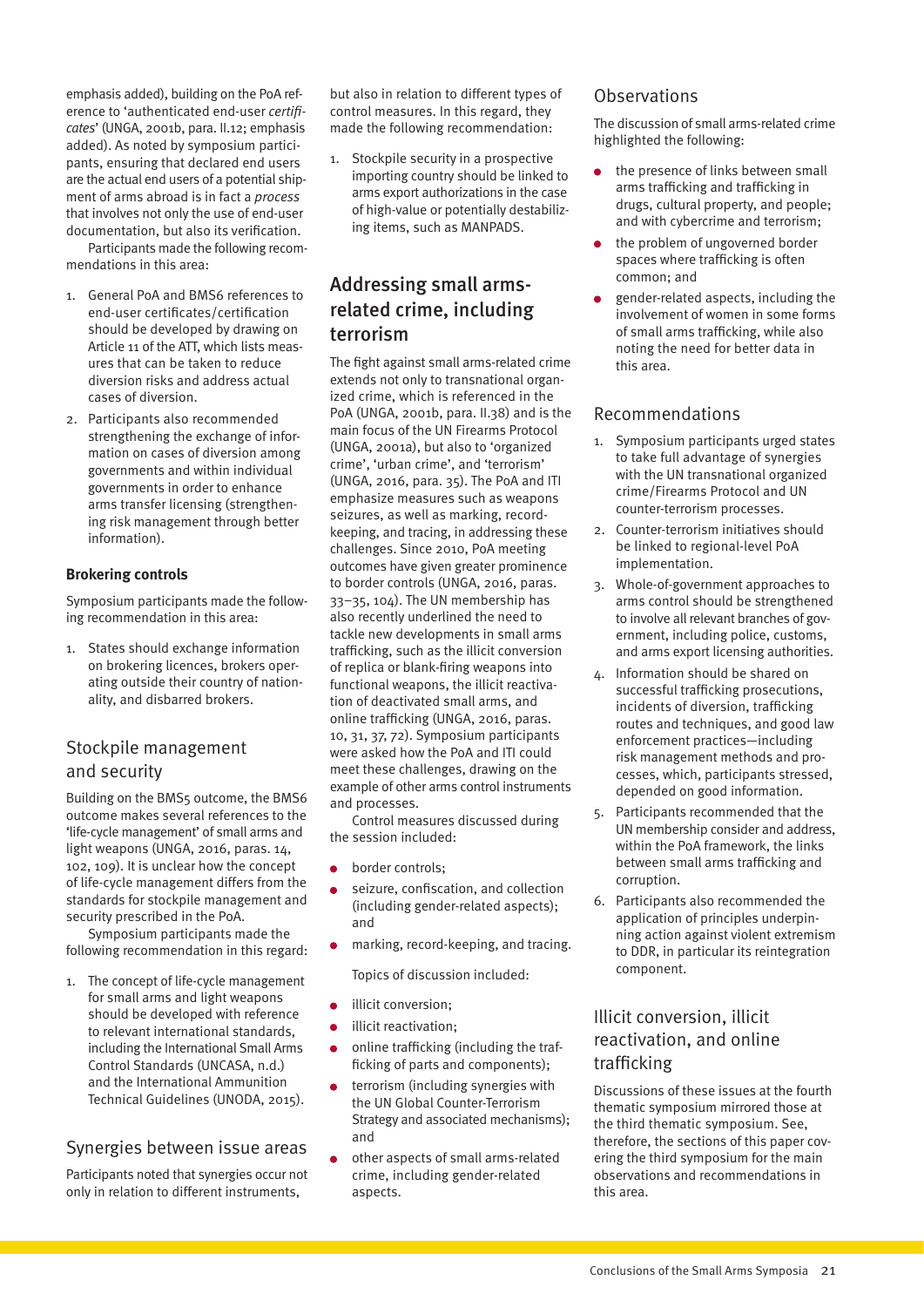emphasis added), building on the PoA reference to 'authenticated end-user *certificates*' (UNGA, 2001b, para. II.12; emphasis added). As noted by symposium participants, ensuring that declared end users are the actual end users of a potential shipment of arms abroad is in fact a *process* that involves not only the use of end-user documentation, but also its verification.

Participants made the following recommendations in this area:

1. General PoA and BMS6 references to end-user certificates/certification should be developed by drawing on Article 11 of the ATT, which lists measures that can be taken to reduce diversion risks and address actual cases of diversion.
2. Participants also recommended strengthening the exchange of information on cases of diversion among governments and within individual governments in order to enhance arms transfer licensing (strengthening risk management through better information).

**Brokering controls**

Symposium participants made the following recommendation in this area:

1. States should exchange information on brokering licences, brokers operating outside their country of nationality, and disbarred brokers.

## Stockpile management and security

Building on the BMS5 outcome, the BMS6 outcome makes several references to the 'life-cycle management' of small arms and light weapons (UNGA, 2016, paras. 14, 102, 109). It is unclear how the concept of life-cycle management differs from the standards for stockpile management and security prescribed in the PoA.

Symposium participants made the following recommendation in this regard:

1. The concept of life-cycle management for small arms and light weapons should be developed with reference to relevant international standards, including the International Small Arms Control Standards (UNCASA, n.d.) and the International Ammunition Technical Guidelines (UNODA, 2015).

## Synergies between issue areas

Participants noted that synergies occur not only in relation to different instruments, but also in relation to different types of control measures. In this regard, they made the following recommendation:

1. Stockpile security in a prospective importing country should be linked to arms export authorizations in the case of high-value or potentially destabilizing items, such as MANPADS.

## Addressing small arms-related crime, including terrorism

The fight against small arms-related crime extends not only to transnational organized crime, which is referenced in the PoA (UNGA, 2001b, para. II.38) and is the main focus of the UN Firearms Protocol (UNGA, 2001a), but also to 'organized crime', 'urban crime', and 'terrorism' (UNGA, 2016, para. 35). The PoA and ITI emphasize measures such as weapons seizures, as well as marking, record-keeping, and tracing, in addressing these challenges. Since 2010, PoA meeting outcomes have given greater prominence to border controls (UNGA, 2016, paras. 33–35, 104). The UN membership has also recently underlined the need to tackle new developments in small arms trafficking, such as the illicit conversion of replica or blank-firing weapons into functional weapons, the illicit reactivation of deactivated small arms, and online trafficking (UNGA, 2016, paras. 10, 31, 37, 72). Symposium participants were asked how the PoA and ITI could meet these challenges, drawing on the example of other arms control instruments and processes.

Control measures discussed during the session included:

- border controls;
- seizure, confiscation, and collection (including gender-related aspects); and
- marking, record-keeping, and tracing.

Topics of discussion included:

- illicit conversion;
- illicit reactivation;
- online trafficking (including the trafficking of parts and components);
- terrorism (including synergies with the UN Global Counter-Terrorism Strategy and associated mechanisms); and
- other aspects of small arms-related crime, including gender-related aspects.

## Observations

The discussion of small arms-related crime highlighted the following:

- the presence of links between small arms trafficking and trafficking in drugs, cultural property, and people; and with cybercrime and terrorism;
- the problem of ungoverned border spaces where trafficking is often common; and
- gender-related aspects, including the involvement of women in some forms of small arms trafficking, while also noting the need for better data in this area.

## Recommendations

1. Symposium participants urged states to take full advantage of synergies with the UN transnational organized crime/Firearms Protocol and UN counter-terrorism processes.
2. Counter-terrorism initiatives should be linked to regional-level PoA implementation.
3. Whole-of-government approaches to arms control should be strengthened to involve all relevant branches of government, including police, customs, and arms export licensing authorities.
4. Information should be shared on successful trafficking prosecutions, incidents of diversion, trafficking routes and techniques, and good law enforcement practices—including risk management methods and processes, which, participants stressed, depended on good information.
5. Participants recommended that the UN membership consider and address, within the PoA framework, the links between small arms trafficking and corruption.
6. Participants also recommended the application of principles underpinning action against violent extremism to DDR, in particular its reintegration component.

## Illicit conversion, illicit reactivation, and online trafficking

Discussions of these issues at the fourth thematic symposium mirrored those at the third thematic symposium. See, therefore, the sections of this paper covering the third symposium for the main observations and recommendations in this area.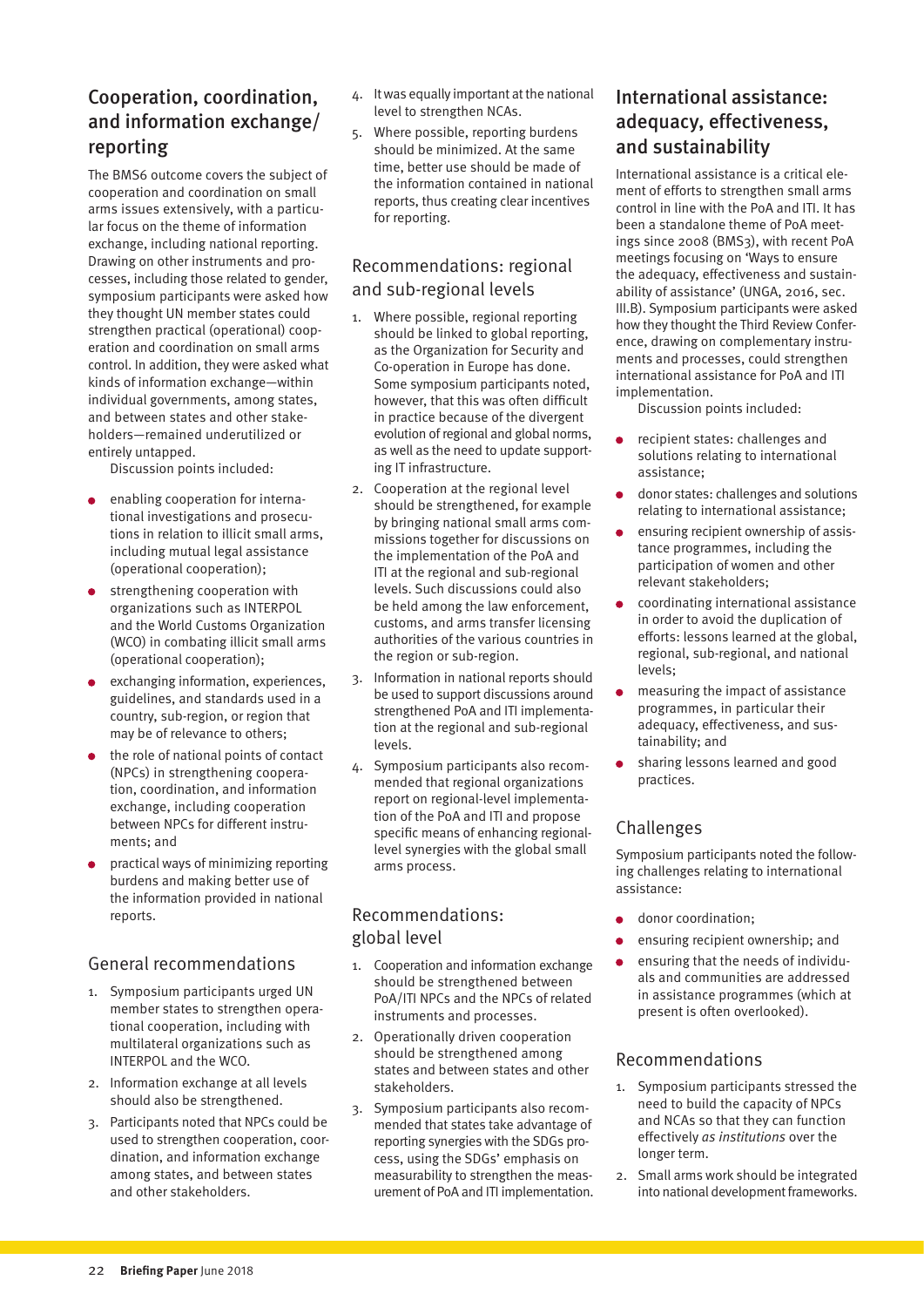## Cooperation, coordination, and information exchange/ reporting

The BMS6 outcome covers the subject of cooperation and coordination on small arms issues extensively, with a particular focus on the theme of information exchange, including national reporting. Drawing on other instruments and processes, including those related to gender, symposium participants were asked how they thought UN member states could strengthen practical (operational) cooperation and coordination on small arms control. In addition, they were asked what kinds of information exchange—within individual governments, among states, and between states and other stakeholders—remained underutilized or entirely untapped.

Discussion points included:

- enabling cooperation for international investigations and prosecutions in relation to illicit small arms, including mutual legal assistance (operational cooperation);
- strengthening cooperation with organizations such as INTERPOL and the World Customs Organization (WCO) in combating illicit small arms (operational cooperation);
- exchanging information, experiences, guidelines, and standards used in a country, sub-region, or region that may be of relevance to others;
- the role of national points of contact (NPCs) in strengthening cooperation, coordination, and information exchange, including cooperation between NPCs for different instruments; and
- practical ways of minimizing reporting burdens and making better use of the information provided in national reports.

### General recommendations

1. Symposium participants urged UN member states to strengthen operational cooperation, including with multilateral organizations such as INTERPOL and the WCO.
2. Information exchange at all levels should also be strengthened.
3. Participants noted that NPCs could be used to strengthen cooperation, coordination, and information exchange among states, and between states and other stakeholders.
4. It was equally important at the national level to strengthen NCAs.
5. Where possible, reporting burdens should be minimized. At the same time, better use should be made of the information contained in national reports, thus creating clear incentives for reporting.

### Recommendations: regional and sub-regional levels

1. Where possible, regional reporting should be linked to global reporting, as the Organization for Security and Co-operation in Europe has done. Some symposium participants noted, however, that this was often difficult in practice because of the divergent evolution of regional and global norms, as well as the need to update supporting IT infrastructure.
2. Cooperation at the regional level should be strengthened, for example by bringing national small arms commissions together for discussions on the implementation of the PoA and ITI at the regional and sub-regional levels. Such discussions could also be held among the law enforcement, customs, and arms transfer licensing authorities of the various countries in the region or sub-region.
3. Information in national reports should be used to support discussions around strengthened PoA and ITI implementation at the regional and sub-regional levels.
4. Symposium participants also recommended that regional organizations report on regional-level implementation of the PoA and ITI and propose specific means of enhancing regional-level synergies with the global small arms process.

### Recommendations: global level

1. Cooperation and information exchange should be strengthened between PoA/ITI NPCs and the NPCs of related instruments and processes.
2. Operationally driven cooperation should be strengthened among states and between states and other stakeholders.
3. Symposium participants also recommended that states take advantage of reporting synergies with the SDGs process, using the SDGs' emphasis on measurability to strengthen the measurement of PoA and ITI implementation.

## International assistance: adequacy, effectiveness, and sustainability

International assistance is a critical element of efforts to strengthen small arms control in line with the PoA and ITI. It has been a standalone theme of PoA meetings since 2008 (BMS3), with recent PoA meetings focusing on 'Ways to ensure the adequacy, effectiveness and sustainability of assistance' (UNGA, 2016, sec. III.B). Symposium participants were asked how they thought the Third Review Conference, drawing on complementary instruments and processes, could strengthen international assistance for PoA and ITI implementation.

Discussion points included:

- recipient states: challenges and solutions relating to international assistance;
- donor states: challenges and solutions relating to international assistance;
- ensuring recipient ownership of assistance programmes, including the participation of women and other relevant stakeholders;
- coordinating international assistance in order to avoid the duplication of efforts: lessons learned at the global, regional, sub-regional, and national levels;
- measuring the impact of assistance programmes, in particular their adequacy, effectiveness, and sustainability; and
- sharing lessons learned and good practices.

### Challenges

Symposium participants noted the following challenges relating to international assistance:

- donor coordination;
- ensuring recipient ownership; and
- ensuring that the needs of individuals and communities are addressed in assistance programmes (which at present is often overlooked).

### Recommendations

1. Symposium participants stressed the need to build the capacity of NPCs and NCAs so that they can function effectively *as institutions* over the longer term.
2. Small arms work should be integrated into national development frameworks.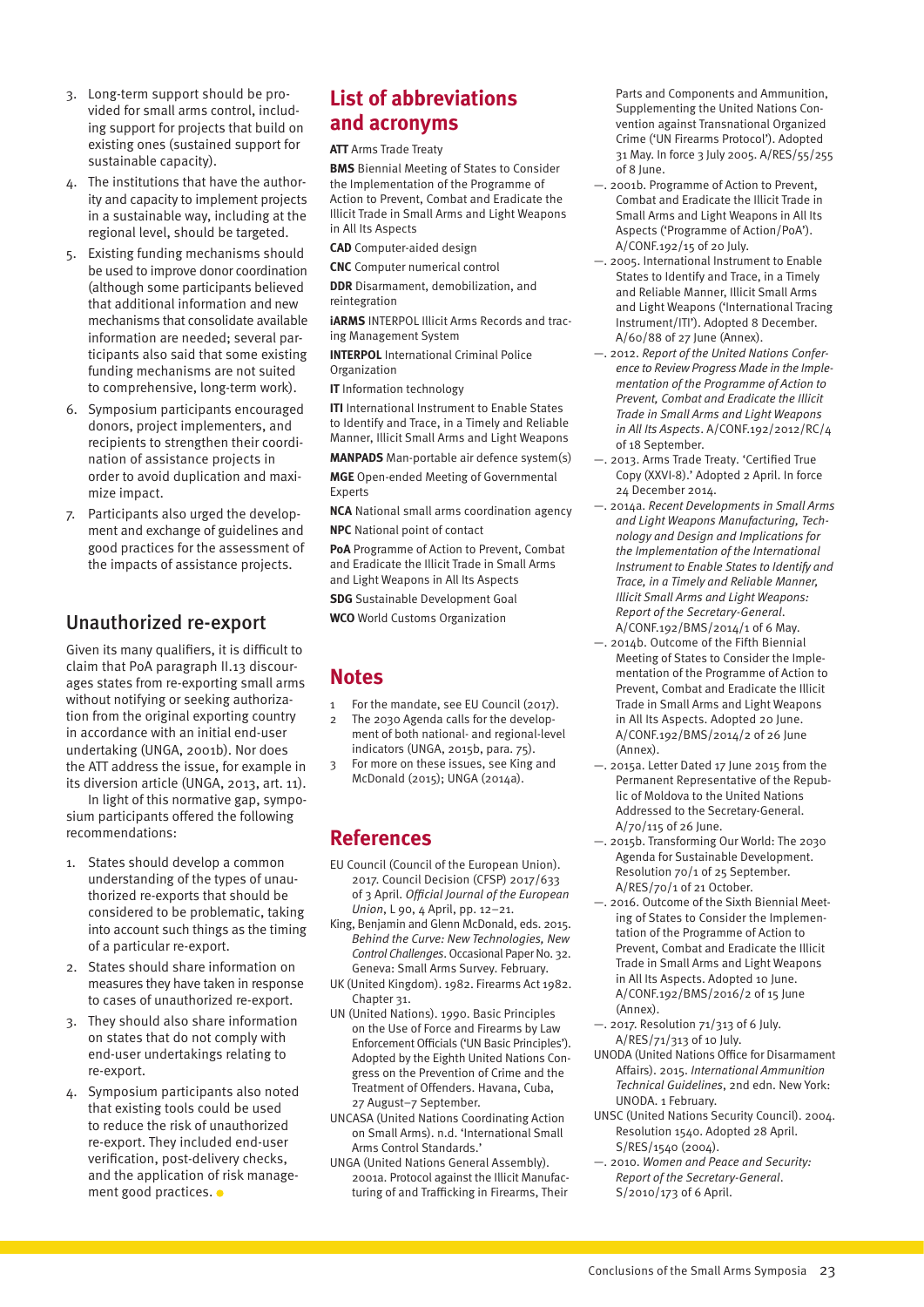3. Long-term support should be provided for small arms control, including support for projects that build on existing ones (sustained support for sustainable capacity).
4. The institutions that have the authority and capacity to implement projects in a sustainable way, including at the regional level, should be targeted.
5. Existing funding mechanisms should be used to improve donor coordination (although some participants believed that additional information and new mechanisms that consolidate available information are needed; several participants also said that some existing funding mechanisms are not suited to comprehensive, long-term work).
6. Symposium participants encouraged donors, project implementers, and recipients to strengthen their coordination of assistance projects in order to avoid duplication and maximize impact.
7. Participants also urged the development and exchange of guidelines and good practices for the assessment of the impacts of assistance projects.

## Unauthorized re-export

Given its many qualifiers, it is difficult to claim that PoA paragraph II.13 discourages states from re-exporting small arms without notifying or seeking authorization from the original exporting country in accordance with an initial end-user undertaking (UNGA, 2001b). Nor does the ATT address the issue, for example in its diversion article (UNGA, 2013, art. 11).

In light of this normative gap, symposium participants offered the following recommendations:

1. States should develop a common understanding of the types of unauthorized re-exports that should be considered to be problematic, taking into account such things as the timing of a particular re-export.
2. States should share information on measures they have taken in response to cases of unauthorized re-export.
3. They should also share information on states that do not comply with end-user undertakings relating to re-export.
4. Symposium participants also noted that existing tools could be used to reduce the risk of unauthorized re-export. They included end-user verification, post-delivery checks, and the application of risk management good practices.

## List of abbreviations and acronyms

**ATT** Arms Trade Treaty

**BMS** Biennial Meeting of States to Consider the Implementation of the Programme of Action to Prevent, Combat and Eradicate the Illicit Trade in Small Arms and Light Weapons in All Its Aspects

**CAD** Computer-aided design

**CNC** Computer numerical control

**DDR** Disarmament, demobilization, and reintegration

**iARMS** INTERPOL Illicit Arms Records and tracing Management System

**INTERPOL** International Criminal Police Organization

**IT** Information technology

**ITI** International Instrument to Enable States to Identify and Trace, in a Timely and Reliable Manner, Illicit Small Arms and Light Weapons

**MANPADS** Man-portable air defence system(s)

**MGE** Open-ended Meeting of Governmental Experts

**NCA** National small arms coordination agency

**NPC** National point of contact

**PoA** Programme of Action to Prevent, Combat and Eradicate the Illicit Trade in Small Arms and Light Weapons in All Its Aspects

**SDG** Sustainable Development Goal

**WCO** World Customs Organization

## Notes

1 For the mandate, see EU Council (2017).

2 The 2030 Agenda calls for the development of both national- and regional-level indicators (UNGA, 2015b, para. 75).

3 For more on these issues, see King and McDonald (2015); UNGA (2014a).

## References

EU Council (Council of the European Union). 2017. Council Decision (CFSP) 2017/633 of 3 April. *Official Journal of the European Union*, L 90, 4 April, pp. 12–21.

King, Benjamin and Glenn McDonald, eds. 2015. *Behind the Curve: New Technologies, New Control Challenges*. Occasional Paper No. 32. Geneva: Small Arms Survey. February.

UK (United Kingdom). 1982. Firearms Act 1982. Chapter 31.

UN (United Nations). 1990. Basic Principles on the Use of Force and Firearms by Law Enforcement Officials ('UN Basic Principles'). Adopted by the Eighth United Nations Congress on the Prevention of Crime and the Treatment of Offenders. Havana, Cuba, 27 August–7 September.

UNCASA (United Nations Coordinating Action on Small Arms). n.d. 'International Small Arms Control Standards.'

UNGA (United Nations General Assembly). 2001a. Protocol against the Illicit Manufacturing of and Trafficking in Firearms, Their Parts and Components and Ammunition, Supplementing the United Nations Convention against Transnational Organized Crime ('UN Firearms Protocol'). Adopted 31 May. In force 3 July 2005. A/RES/55/255 of 8 June.

—. 2001b. Programme of Action to Prevent, Combat and Eradicate the Illicit Trade in Small Arms and Light Weapons in All Its Aspects ('Programme of Action/PoA'). A/CONF.192/15 of 20 July.

—. 2005. International Instrument to Enable States to Identify and Trace, in a Timely and Reliable Manner, Illicit Small Arms and Light Weapons ('International Tracing Instrument/ITI'). Adopted 8 December. A/60/88 of 27 June (Annex).

—. 2012. *Report of the United Nations Conference to Review Progress Made in the Implementation of the Programme of Action to Prevent, Combat and Eradicate the Illicit Trade in Small Arms and Light Weapons in All Its Aspects*. A/CONF.192/2012/RC/4 of 18 September.

—. 2013. Arms Trade Treaty. 'Certified True Copy (XXVI-8).' Adopted 2 April. In force 24 December 2014.

—. 2014a. *Recent Developments in Small Arms and Light Weapons Manufacturing, Technology and Design and Implications for the Implementation of the International Instrument to Enable States to Identify and Trace, in a Timely and Reliable Manner, Illicit Small Arms and Light Weapons: Report of the Secretary-General*. A/CONF.192/BMS/2014/1 of 6 May.

—. 2014b. Outcome of the Fifth Biennial Meeting of States to Consider the Implementation of the Programme of Action to Prevent, Combat and Eradicate the Illicit Trade in Small Arms and Light Weapons in All Its Aspects. Adopted 20 June. A/CONF.192/BMS/2014/2 of 26 June (Annex).

—. 2015a. Letter Dated 17 June 2015 from the Permanent Representative of the Republic of Moldova to the United Nations Addressed to the Secretary-General. A/70/115 of 26 June.

—. 2015b. Transforming Our World: The 2030 Agenda for Sustainable Development. Resolution 70/1 of 25 September. A/RES/70/1 of 21 October.

—. 2016. Outcome of the Sixth Biennial Meeting of States to Consider the Implementation of the Programme of Action to Prevent, Combat and Eradicate the Illicit Trade in Small Arms and Light Weapons in All Its Aspects. Adopted 10 June. A/CONF.192/BMS/2016/2 of 15 June (Annex).

—. 2017. Resolution 71/313 of 6 July. A/RES/71/313 of 10 July.

UNODA (United Nations Office for Disarmament Affairs). 2015. *International Ammunition Technical Guidelines*, 2nd edn. New York: UNODA. 1 February.

UNSC (United Nations Security Council). 2004. Resolution 1540. Adopted 28 April. S/RES/1540 (2004).

—. 2010. *Women and Peace and Security: Report of the Secretary-General*. S/2010/173 of 6 April.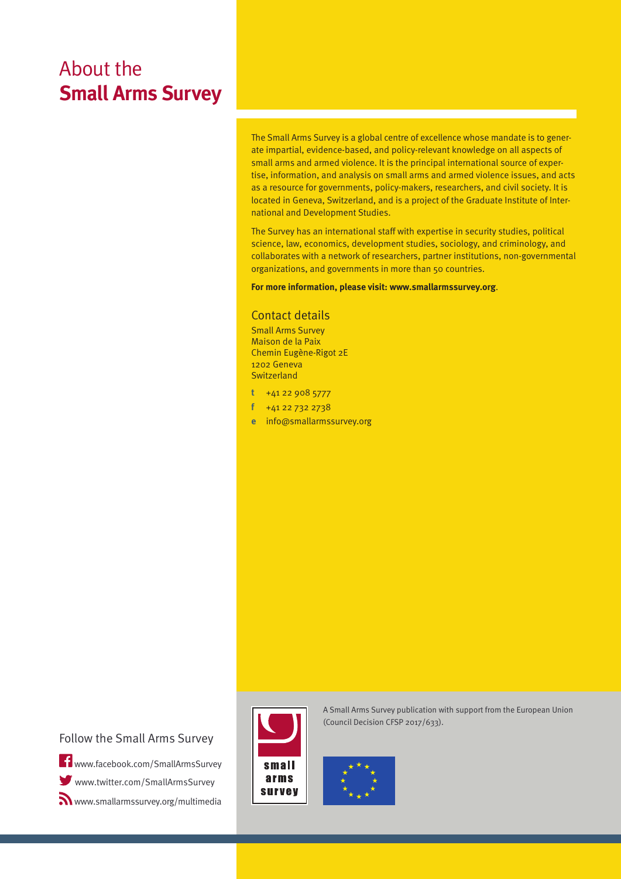# About the **Small Arms Survey**

The Small Arms Survey is a global centre of excellence whose mandate is to generate impartial, evidence-based, and policy-relevant knowledge on all aspects of small arms and armed violence. It is the principal international source of expertise, information, and analysis on small arms and armed violence issues, and acts as a resource for governments, policy-makers, researchers, and civil society. It is located in Geneva, Switzerland, and is a project of the Graduate Institute of International and Development Studies.

The Survey has an international staff with expertise in security studies, political science, law, economics, development studies, sociology, and criminology, and collaborates with a network of researchers, partner institutions, non-governmental organizations, and governments in more than 50 countries.

**For more information, please visit: www.smallarmssurvey.org**.

## Contact details

Small Arms Survey
Maison de la Paix
Chemin Eugène-Rigot 2E
1202 Geneva
Switzerland

**t** +41 22 908 5777
**f** +41 22 732 2738
**e** info@smallarmssurvey.org

## Follow the Small Arms Survey

www.facebook.com/SmallArmsSurvey
www.twitter.com/SmallArmsSurvey
www.smallarmssurvey.org/multimedia

A Small Arms Survey publication with support from the European Union (Council Decision CFSP 2017/633).